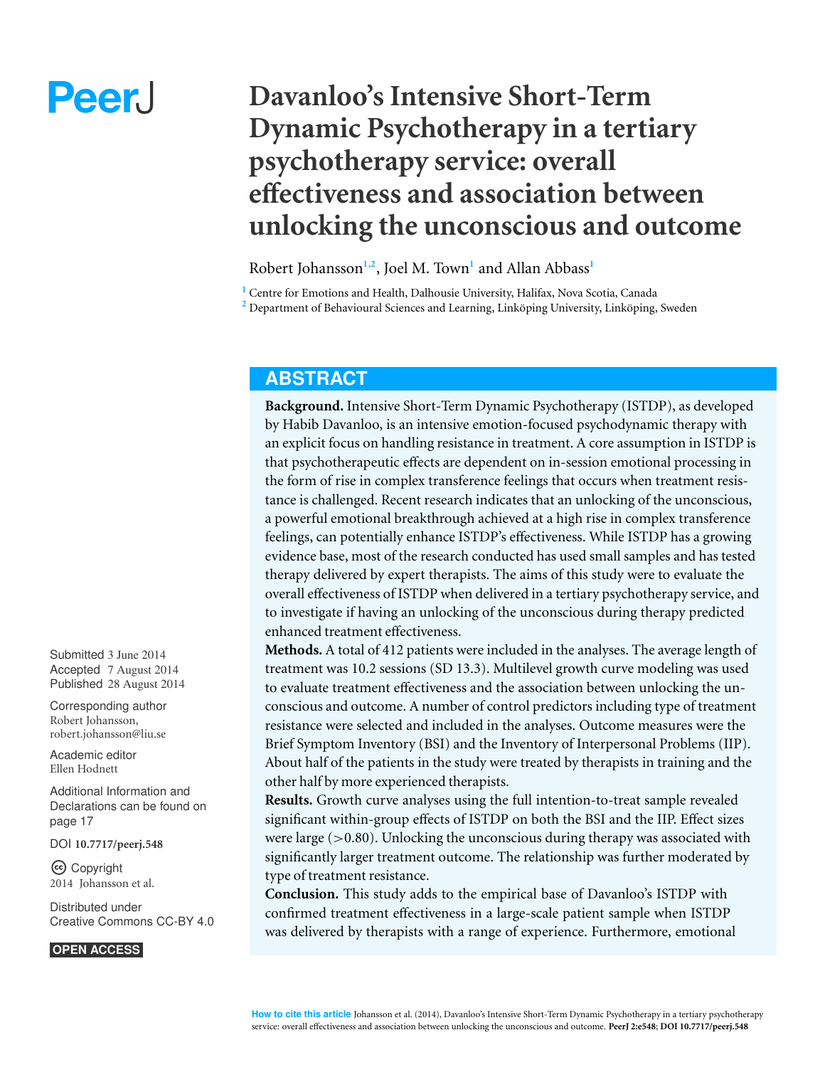# Davanloo's Intensive Short-Term Dynamic Psychotherapy in a tertiary psychotherapy service: overall effectiveness and association between unlocking the unconscious and outcome

Robert Johansson[1,2], Joel M. Town[1] and Allan Abbass[1]

[1] Centre for Emotions and Health, Dalhousie University, Halifax, Nova Scotia, Canada
[2] Department of Behavioural Sciences and Learning, Linköping University, Linköping, Sweden

Submitted 3 June 2014
Accepted 7 August 2014
Published 28 August 2014

Corresponding author
Robert Johansson,
robert.johansson@liu.se

Academic editor
Ellen Hodnett

Additional Information and Declarations can be found on page 17

DOI 10.7717/peerj.548

Copyright
2014 Johansson et al.

Distributed under
Creative Commons CC-BY 4.0

OPEN ACCESS

## ABSTRACT

**Background.** Intensive Short-Term Dynamic Psychotherapy (ISTDP), as developed by Habib Davanloo, is an intensive emotion-focused psychodynamic therapy with an explicit focus on handling resistance in treatment. A core assumption in ISTDP is that psychotherapeutic effects are dependent on in-session emotional processing in the form of rise in complex transference feelings that occurs when treatment resistance is challenged. Recent research indicates that an unlocking of the unconscious, a powerful emotional breakthrough achieved at a high rise in complex transference feelings, can potentially enhance ISTDP's effectiveness. While ISTDP has a growing evidence base, most of the research conducted has used small samples and has tested therapy delivered by expert therapists. The aims of this study were to evaluate the overall effectiveness of ISTDP when delivered in a tertiary psychotherapy service, and to investigate if having an unlocking of the unconscious during therapy predicted enhanced treatment effectiveness.

**Methods.** A total of 412 patients were included in the analyses. The average length of treatment was 10.2 sessions (SD 13.3). Multilevel growth curve modeling was used to evaluate treatment effectiveness and the association between unlocking the unconscious and outcome. A number of control predictors including type of treatment resistance were selected and included in the analyses. Outcome measures were the Brief Symptom Inventory (BSI) and the Inventory of Interpersonal Problems (IIP). About half of the patients in the study were treated by therapists in training and the other half by more experienced therapists.

**Results.** Growth curve analyses using the full intention-to-treat sample revealed significant within-group effects of ISTDP on both the BSI and the IIP. Effect sizes were large (>0.80). Unlocking the unconscious during therapy was associated with significantly larger treatment outcome. The relationship was further moderated by type of treatment resistance.

**Conclusion.** This study adds to the empirical base of Davanloo's ISTDP with confirmed treatment effectiveness in a large-scale patient sample when ISTDP was delivered by therapists with a range of experience. Furthermore, emotional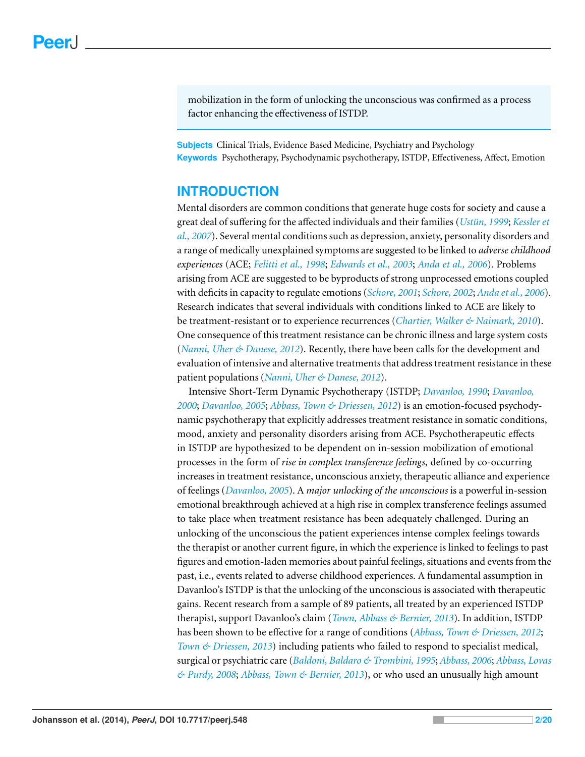mobilization in the form of unlocking the unconscious was confirmed as a process factor enhancing the effectiveness of ISTDP.

**Subjects** Clinical Trials, Evidence Based Medicine, Psychiatry and Psychology
**Keywords** Psychotherapy, Psychodynamic psychotherapy, ISTDP, Effectiveness, Affect, Emotion

## INTRODUCTION

Mental disorders are common conditions that generate huge costs for society and cause a great deal of suffering for the affected individuals and their families (*Ustün, 1999*; *Kessler et al., 2007*). Several mental conditions such as depression, anxiety, personality disorders and a range of medically unexplained symptoms are suggested to be linked to *adverse childhood experiences* (ACE; *Felitti et al., 1998*; *Edwards et al., 2003*; *Anda et al., 2006*). Problems arising from ACE are suggested to be byproducts of strong unprocessed emotions coupled with deficits in capacity to regulate emotions (*Schore, 2001*; *Schore, 2002*; *Anda et al., 2006*). Research indicates that several individuals with conditions linked to ACE are likely to be treatment-resistant or to experience recurrences (*Chartier, Walker & Naimark, 2010*). One consequence of this treatment resistance can be chronic illness and large system costs (*Nanni, Uher & Danese, 2012*). Recently, there have been calls for the development and evaluation of intensive and alternative treatments that address treatment resistance in these patient populations (*Nanni, Uher & Danese, 2012*).

Intensive Short-Term Dynamic Psychotherapy (ISTDP; *Davanloo, 1990*; *Davanloo, 2000*; *Davanloo, 2005*; *Abbass, Town & Driessen, 2012*) is an emotion-focused psychodynamic psychotherapy that explicitly addresses treatment resistance in somatic conditions, mood, anxiety and personality disorders arising from ACE. Psychotherapeutic effects in ISTDP are hypothesized to be dependent on in-session mobilization of emotional processes in the form of *rise in complex transference feelings*, defined by co-occurring increases in treatment resistance, unconscious anxiety, therapeutic alliance and experience of feelings (*Davanloo, 2005*). A *major unlocking of the unconscious* is a powerful in-session emotional breakthrough achieved at a high rise in complex transference feelings assumed to take place when treatment resistance has been adequately challenged. During an unlocking of the unconscious the patient experiences intense complex feelings towards the therapist or another current figure, in which the experience is linked to feelings to past figures and emotion-laden memories about painful feelings, situations and events from the past, i.e., events related to adverse childhood experiences. A fundamental assumption in Davanloo's ISTDP is that the unlocking of the unconscious is associated with therapeutic gains. Recent research from a sample of 89 patients, all treated by an experienced ISTDP therapist, support Davanloo's claim (*Town, Abbass & Bernier, 2013*). In addition, ISTDP has been shown to be effective for a range of conditions (*Abbass, Town & Driessen, 2012*; *Town & Driessen, 2013*) including patients who failed to respond to specialist medical, surgical or psychiatric care (*Baldoni, Baldaro & Trombini, 1995*; *Abbass, 2006*; *Abbass, Lovas & Purdy, 2008*; *Abbass, Town & Bernier, 2013*), or who used an unusually high amount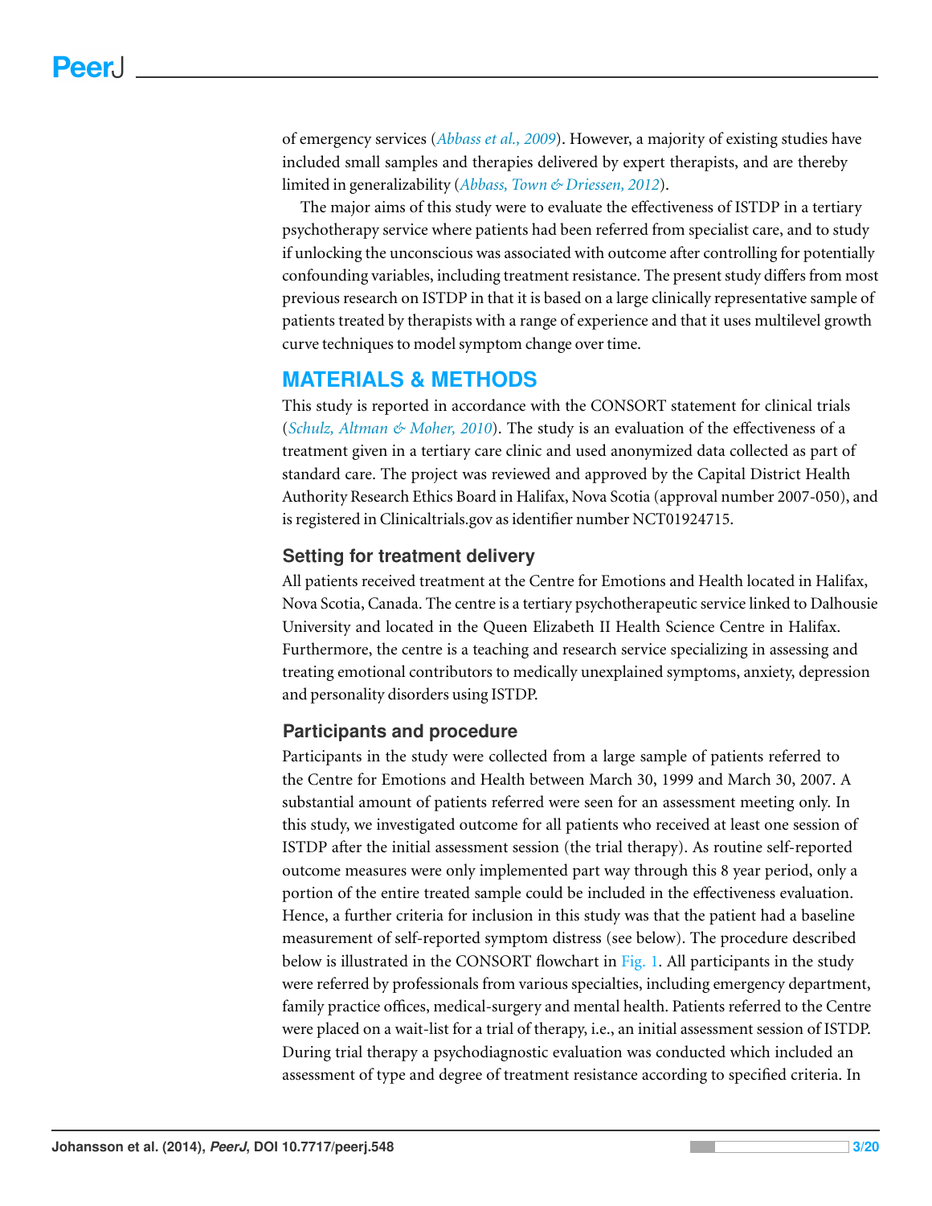of emergency services (*Abbass et al., 2009*). However, a majority of existing studies have included small samples and therapies delivered by expert therapists, and are thereby limited in generalizability (*Abbass, Town & Driessen, 2012*).

The major aims of this study were to evaluate the effectiveness of ISTDP in a tertiary psychotherapy service where patients had been referred from specialist care, and to study if unlocking the unconscious was associated with outcome after controlling for potentially confounding variables, including treatment resistance. The present study differs from most previous research on ISTDP in that it is based on a large clinically representative sample of patients treated by therapists with a range of experience and that it uses multilevel growth curve techniques to model symptom change over time.

## MATERIALS & METHODS

This study is reported in accordance with the CONSORT statement for clinical trials (*Schulz, Altman & Moher, 2010*). The study is an evaluation of the effectiveness of a treatment given in a tertiary care clinic and used anonymized data collected as part of standard care. The project was reviewed and approved by the Capital District Health Authority Research Ethics Board in Halifax, Nova Scotia (approval number 2007-050), and is registered in Clinicaltrials.gov as identifier number NCT01924715.

### Setting for treatment delivery

All patients received treatment at the Centre for Emotions and Health located in Halifax, Nova Scotia, Canada. The centre is a tertiary psychotherapeutic service linked to Dalhousie University and located in the Queen Elizabeth II Health Science Centre in Halifax. Furthermore, the centre is a teaching and research service specializing in assessing and treating emotional contributors to medically unexplained symptoms, anxiety, depression and personality disorders using ISTDP.

### Participants and procedure

Participants in the study were collected from a large sample of patients referred to the Centre for Emotions and Health between March 30, 1999 and March 30, 2007. A substantial amount of patients referred were seen for an assessment meeting only. In this study, we investigated outcome for all patients who received at least one session of ISTDP after the initial assessment session (the trial therapy). As routine self-reported outcome measures were only implemented part way through this 8 year period, only a portion of the entire treated sample could be included in the effectiveness evaluation. Hence, a further criteria for inclusion in this study was that the patient had a baseline measurement of self-reported symptom distress (see below). The procedure described below is illustrated in the CONSORT flowchart in Fig. 1. All participants in the study were referred by professionals from various specialties, including emergency department, family practice offices, medical-surgery and mental health. Patients referred to the Centre were placed on a wait-list for a trial of therapy, i.e., an initial assessment session of ISTDP. During trial therapy a psychodiagnostic evaluation was conducted which included an assessment of type and degree of treatment resistance according to specified criteria. In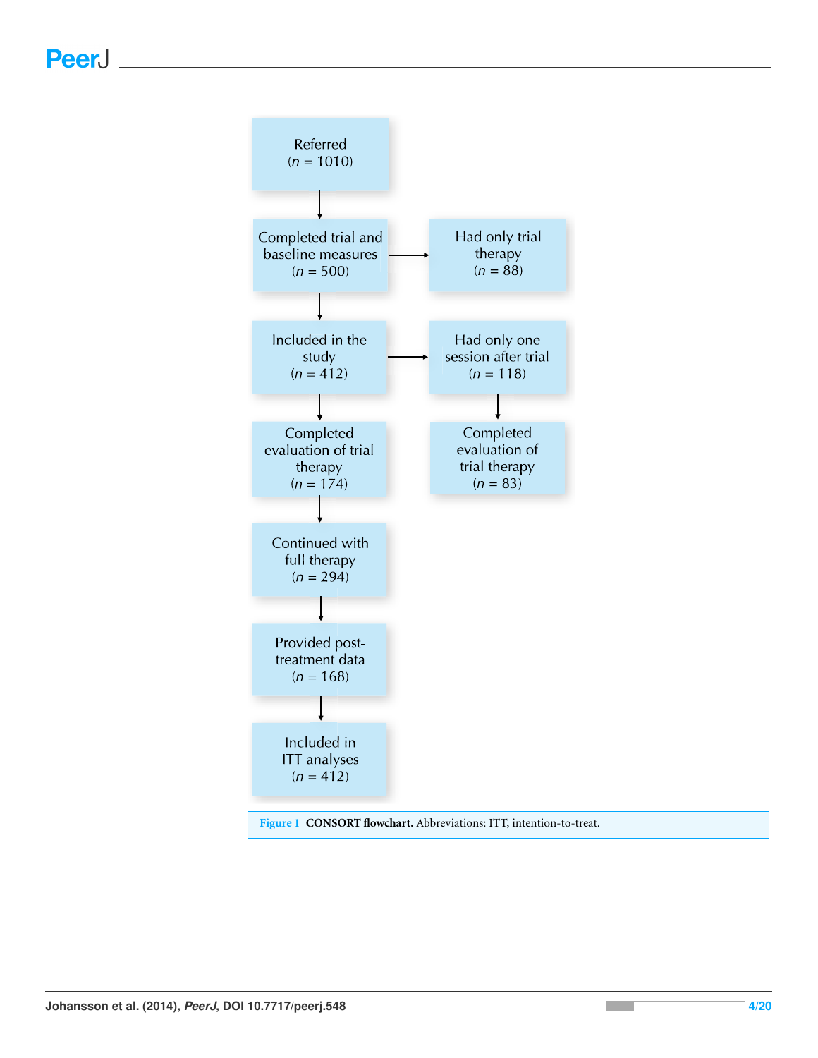Referred
($n$ = 1010)

Completed trial and baseline measures
($n$ = 500)

Had only trial therapy
($n$ = 88)

Included in the study
($n$ = 412)

Had only one session after trial
($n$ = 118)

Completed evaluation of trial therapy
($n$ = 174)

Completed evaluation of trial therapy
($n$ = 83)

Continued with full therapy
($n$ = 294)

Provided post-treatment data
($n$ = 168)

Included in ITT analyses
($n$ = 412)

**Figure 1** **CONSORT flowchart.** Abbreviations: ITT, intention-to-treat.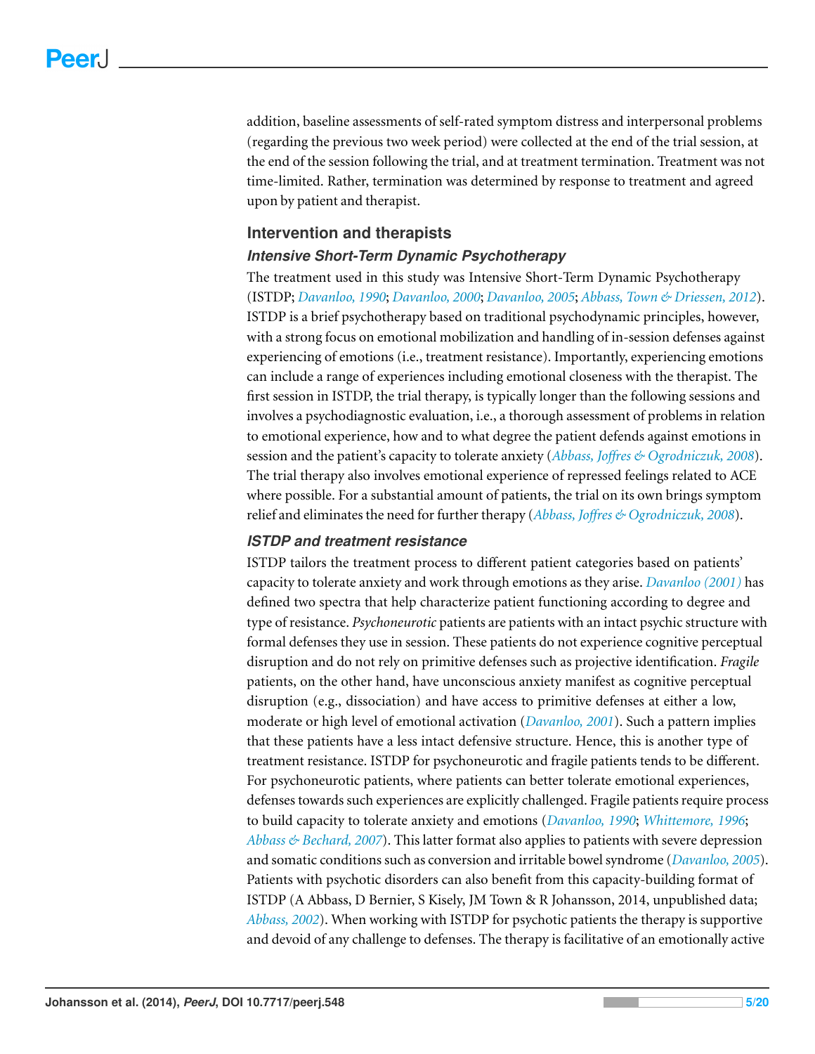addition, baseline assessments of self-rated symptom distress and interpersonal problems (regarding the previous two week period) were collected at the end of the trial session, at the end of the session following the trial, and at treatment termination. Treatment was not time-limited. Rather, termination was determined by response to treatment and agreed upon by patient and therapist.

## Intervention and therapists

### *Intensive Short-Term Dynamic Psychotherapy*

The treatment used in this study was Intensive Short-Term Dynamic Psychotherapy (ISTDP; *Davanloo, 1990*; *Davanloo, 2000*; *Davanloo, 2005*; *Abbass, Town & Driessen, 2012*). ISTDP is a brief psychotherapy based on traditional psychodynamic principles, however, with a strong focus on emotional mobilization and handling of in-session defenses against experiencing of emotions (i.e., treatment resistance). Importantly, experiencing emotions can include a range of experiences including emotional closeness with the therapist. The first session in ISTDP, the trial therapy, is typically longer than the following sessions and involves a psychodiagnostic evaluation, i.e., a thorough assessment of problems in relation to emotional experience, how and to what degree the patient defends against emotions in session and the patient's capacity to tolerate anxiety (*Abbass, Joffres & Ogrodniczuk, 2008*). The trial therapy also involves emotional experience of repressed feelings related to ACE where possible. For a substantial amount of patients, the trial on its own brings symptom relief and eliminates the need for further therapy (*Abbass, Joffres & Ogrodniczuk, 2008*).

### *ISTDP and treatment resistance*

ISTDP tailors the treatment process to different patient categories based on patients' capacity to tolerate anxiety and work through emotions as they arise. *Davanloo (2001)* has defined two spectra that help characterize patient functioning according to degree and type of resistance. *Psychoneurotic* patients are patients with an intact psychic structure with formal defenses they use in session. These patients do not experience cognitive perceptual disruption and do not rely on primitive defenses such as projective identification. *Fragile* patients, on the other hand, have unconscious anxiety manifest as cognitive perceptual disruption (e.g., dissociation) and have access to primitive defenses at either a low, moderate or high level of emotional activation (*Davanloo, 2001*). Such a pattern implies that these patients have a less intact defensive structure. Hence, this is another type of treatment resistance. ISTDP for psychoneurotic and fragile patients tends to be different. For psychoneurotic patients, where patients can better tolerate emotional experiences, defenses towards such experiences are explicitly challenged. Fragile patients require process to build capacity to tolerate anxiety and emotions (*Davanloo, 1990*; *Whittemore, 1996*; *Abbass & Bechard, 2007*). This latter format also applies to patients with severe depression and somatic conditions such as conversion and irritable bowel syndrome (*Davanloo, 2005*). Patients with psychotic disorders can also benefit from this capacity-building format of ISTDP (A Abbass, D Bernier, S Kisely, JM Town & R Johansson, 2014, unpublished data; *Abbass, 2002*). When working with ISTDP for psychotic patients the therapy is supportive and devoid of any challenge to defenses. The therapy is facilitative of an emotionally active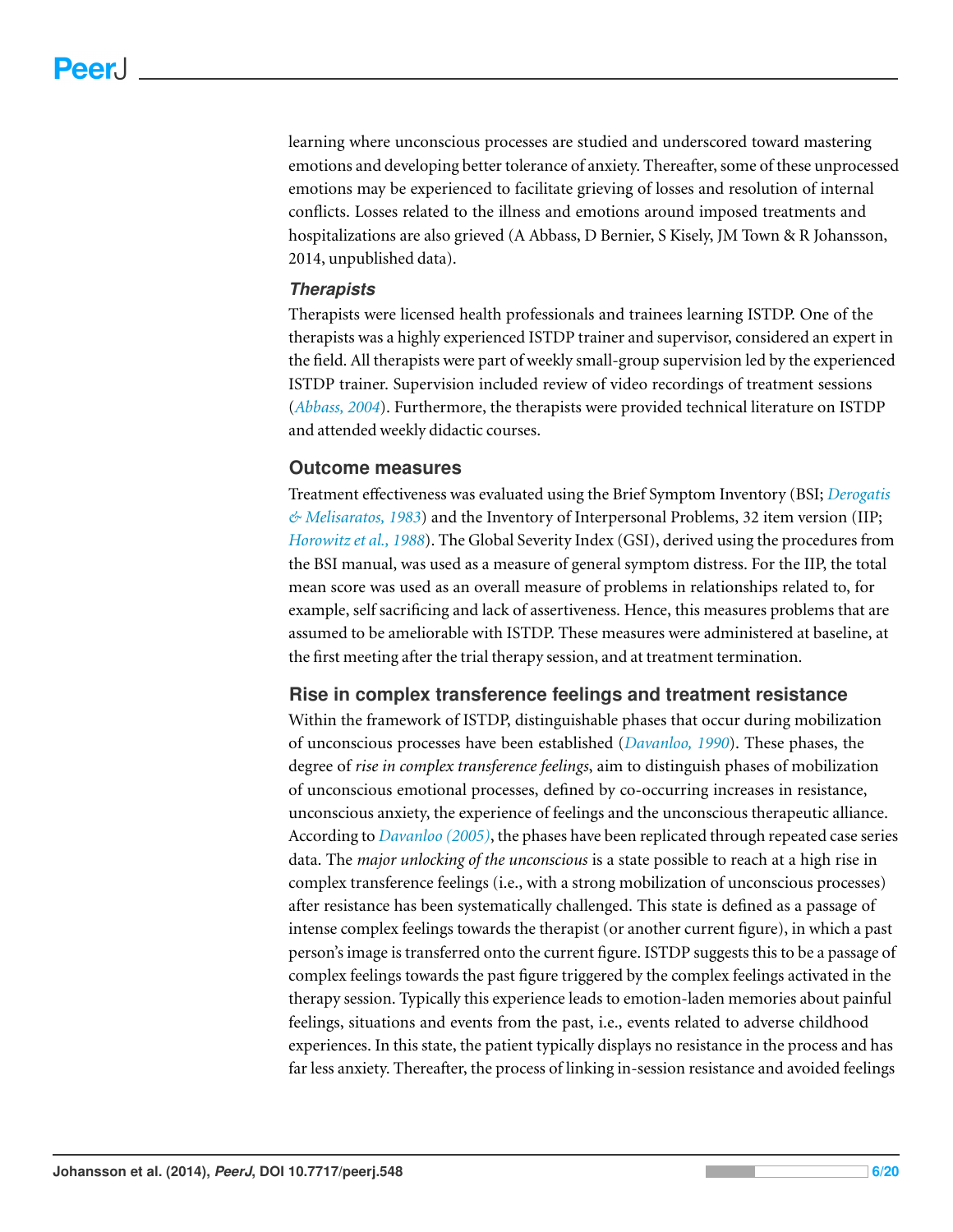learning where unconscious processes are studied and underscored toward mastering emotions and developing better tolerance of anxiety. Thereafter, some of these unprocessed emotions may be experienced to facilitate grieving of losses and resolution of internal conflicts. Losses related to the illness and emotions around imposed treatments and hospitalizations are also grieved (A Abbass, D Bernier, S Kisely, JM Town & R Johansson, 2014, unpublished data).

### *Therapists*

Therapists were licensed health professionals and trainees learning ISTDP. One of the therapists was a highly experienced ISTDP trainer and supervisor, considered an expert in the field. All therapists were part of weekly small-group supervision led by the experienced ISTDP trainer. Supervision included review of video recordings of treatment sessions (*Abbass, 2004*). Furthermore, the therapists were provided technical literature on ISTDP and attended weekly didactic courses.

## Outcome measures

Treatment effectiveness was evaluated using the Brief Symptom Inventory (BSI; *Derogatis & Melisaratos, 1983*) and the Inventory of Interpersonal Problems, 32 item version (IIP; *Horowitz et al., 1988*). The Global Severity Index (GSI), derived using the procedures from the BSI manual, was used as a measure of general symptom distress. For the IIP, the total mean score was used as an overall measure of problems in relationships related to, for example, self sacrificing and lack of assertiveness. Hence, this measures problems that are assumed to be ameliorable with ISTDP. These measures were administered at baseline, at the first meeting after the trial therapy session, and at treatment termination.

## Rise in complex transference feelings and treatment resistance

Within the framework of ISTDP, distinguishable phases that occur during mobilization of unconscious processes have been established (*Davanloo, 1990*). These phases, the degree of *rise in complex transference feelings*, aim to distinguish phases of mobilization of unconscious emotional processes, defined by co-occurring increases in resistance, unconscious anxiety, the experience of feelings and the unconscious therapeutic alliance. According to *Davanloo (2005)*, the phases have been replicated through repeated case series data. The *major unlocking of the unconscious* is a state possible to reach at a high rise in complex transference feelings (i.e., with a strong mobilization of unconscious processes) after resistance has been systematically challenged. This state is defined as a passage of intense complex feelings towards the therapist (or another current figure), in which a past person's image is transferred onto the current figure. ISTDP suggests this to be a passage of complex feelings towards the past figure triggered by the complex feelings activated in the therapy session. Typically this experience leads to emotion-laden memories about painful feelings, situations and events from the past, i.e., events related to adverse childhood experiences. In this state, the patient typically displays no resistance in the process and has far less anxiety. Thereafter, the process of linking in-session resistance and avoided feelings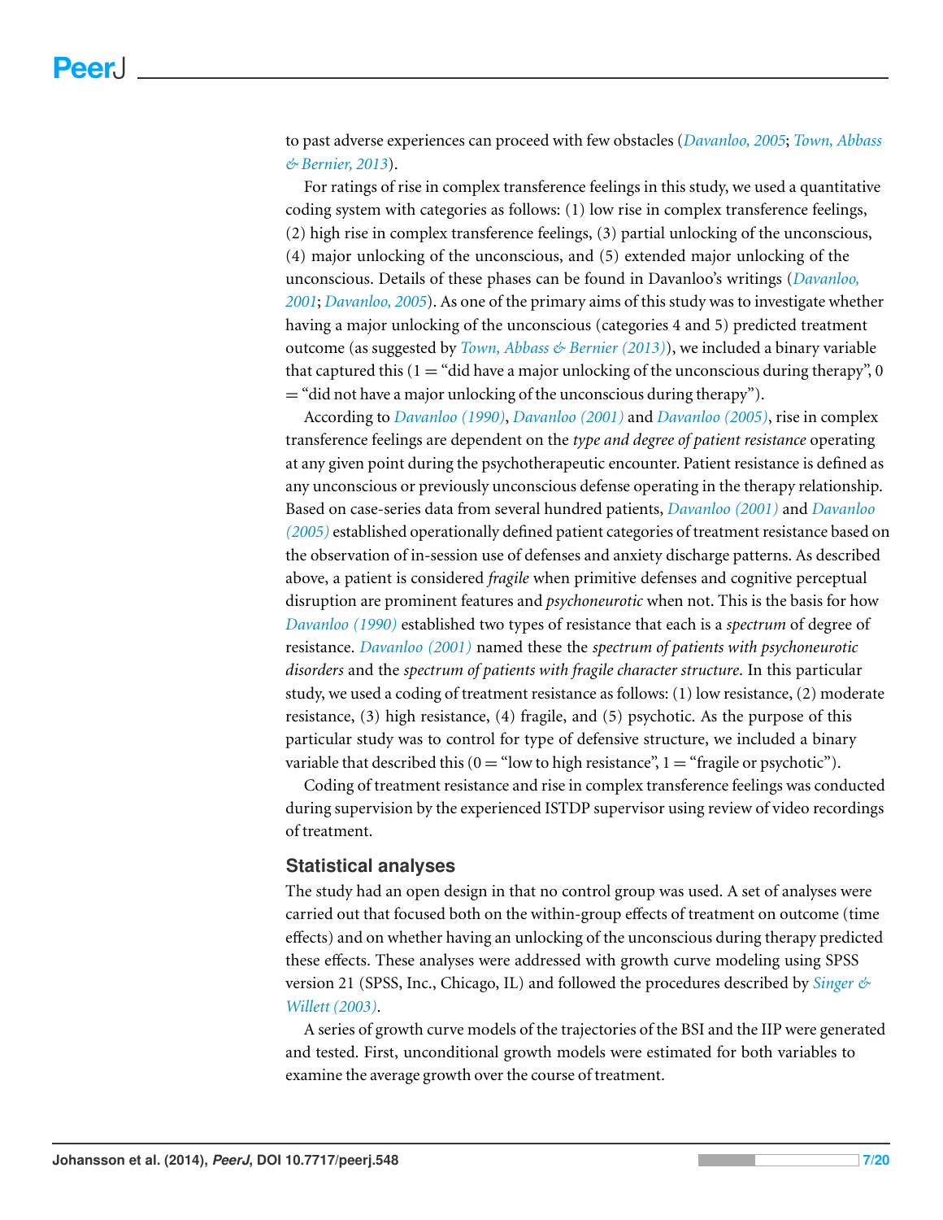to past adverse experiences can proceed with few obstacles (Davanloo, 2005; Town, Abbass & Bernier, 2013).

For ratings of rise in complex transference feelings in this study, we used a quantitative coding system with categories as follows: (1) low rise in complex transference feelings, (2) high rise in complex transference feelings, (3) partial unlocking of the unconscious, (4) major unlocking of the unconscious, and (5) extended major unlocking of the unconscious. Details of these phases can be found in Davanloo's writings (Davanloo, 2001; Davanloo, 2005). As one of the primary aims of this study was to investigate whether having a major unlocking of the unconscious (categories 4 and 5) predicted treatment outcome (as suggested by Town, Abbass & Bernier (2013)), we included a binary variable that captured this (1 = "did have a major unlocking of the unconscious during therapy", 0 = "did not have a major unlocking of the unconscious during therapy").

According to Davanloo (1990), Davanloo (2001) and Davanloo (2005), rise in complex transference feelings are dependent on the *type and degree of patient resistance* operating at any given point during the psychotherapeutic encounter. Patient resistance is defined as any unconscious or previously unconscious defense operating in the therapy relationship. Based on case-series data from several hundred patients, Davanloo (2001) and Davanloo (2005) established operationally defined patient categories of treatment resistance based on the observation of in-session use of defenses and anxiety discharge patterns. As described above, a patient is considered *fragile* when primitive defenses and cognitive perceptual disruption are prominent features and *psychoneurotic* when not. This is the basis for how Davanloo (1990) established two types of resistance that each is a *spectrum* of degree of resistance. Davanloo (2001) named these the *spectrum of patients with psychoneurotic disorders* and the *spectrum of patients with fragile character structure*. In this particular study, we used a coding of treatment resistance as follows: (1) low resistance, (2) moderate resistance, (3) high resistance, (4) fragile, and (5) psychotic. As the purpose of this particular study was to control for type of defensive structure, we included a binary variable that described this (0 = "low to high resistance", 1 = "fragile or psychotic").

Coding of treatment resistance and rise in complex transference feelings was conducted during supervision by the experienced ISTDP supervisor using review of video recordings of treatment.

### Statistical analyses

The study had an open design in that no control group was used. A set of analyses were carried out that focused both on the within-group effects of treatment on outcome (time effects) and on whether having an unlocking of the unconscious during therapy predicted these effects. These analyses were addressed with growth curve modeling using SPSS version 21 (SPSS, Inc., Chicago, IL) and followed the procedures described by Singer & Willett (2003).

A series of growth curve models of the trajectories of the BSI and the IIP were generated and tested. First, unconditional growth models were estimated for both variables to examine the average growth over the course of treatment.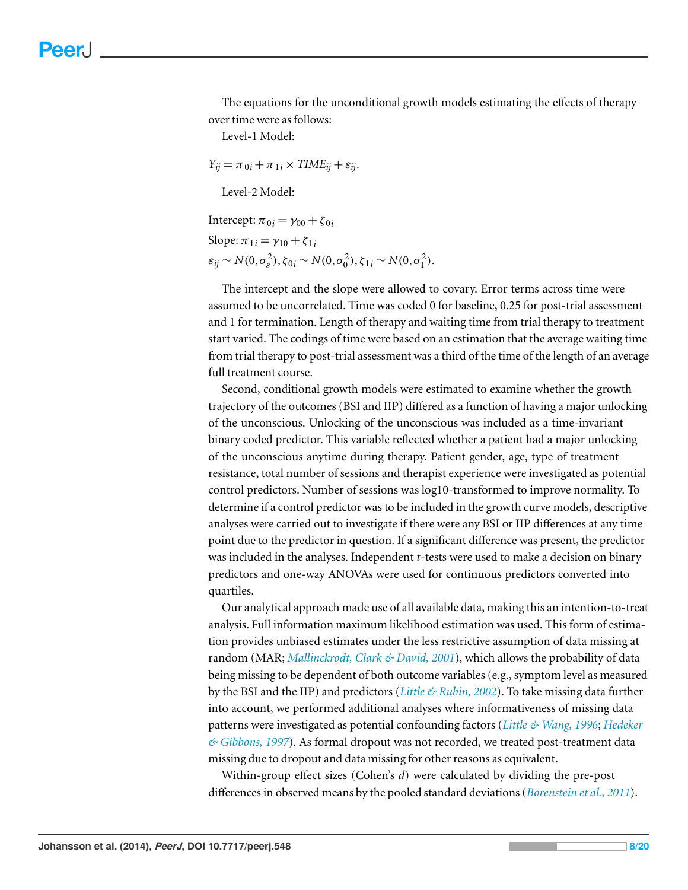The equations for the unconditional growth models estimating the effects of therapy over time were as follows:

Level-1 Model:

$$Y_{ij} = \pi_{0i} + \pi_{1i} \times TIME_{ij} + \varepsilon_{ij}.$$

Level-2 Model:

$$\text{Intercept: } \pi_{0i} = \gamma_{00} + \zeta_{0i}$$

$$\text{Slope: } \pi_{1i} = \gamma_{10} + \zeta_{1i}$$

$$\varepsilon_{ij} \sim N(0, \sigma_{\varepsilon}^2), \zeta_{0i} \sim N(0, \sigma_0^2), \zeta_{1i} \sim N(0, \sigma_1^2).$$

The intercept and the slope were allowed to covary. Error terms across time were assumed to be uncorrelated. Time was coded 0 for baseline, 0.25 for post-trial assessment and 1 for termination. Length of therapy and waiting time from trial therapy to treatment start varied. The codings of time were based on an estimation that the average waiting time from trial therapy to post-trial assessment was a third of the time of the length of an average full treatment course.

Second, conditional growth models were estimated to examine whether the growth trajectory of the outcomes (BSI and IIP) differed as a function of having a major unlocking of the unconscious. Unlocking of the unconscious was included as a time-invariant binary coded predictor. This variable reflected whether a patient had a major unlocking of the unconscious anytime during therapy. Patient gender, age, type of treatment resistance, total number of sessions and therapist experience were investigated as potential control predictors. Number of sessions was log10-transformed to improve normality. To determine if a control predictor was to be included in the growth curve models, descriptive analyses were carried out to investigate if there were any BSI or IIP differences at any time point due to the predictor in question. If a significant difference was present, the predictor was included in the analyses. Independent *t*-tests were used to make a decision on binary predictors and one-way ANOVAs were used for continuous predictors converted into quartiles.

Our analytical approach made use of all available data, making this an intention-to-treat analysis. Full information maximum likelihood estimation was used. This form of estimation provides unbiased estimates under the less restrictive assumption of data missing at random (MAR; *Mallinckrodt, Clark & David, 2001*), which allows the probability of data being missing to be dependent of both outcome variables (e.g., symptom level as measured by the BSI and the IIP) and predictors (*Little & Rubin, 2002*). To take missing data further into account, we performed additional analyses where informativeness of missing data patterns were investigated as potential confounding factors (*Little & Wang, 1996*; *Hedeker & Gibbons, 1997*). As formal dropout was not recorded, we treated post-treatment data missing due to dropout and data missing for other reasons as equivalent.

Within-group effect sizes (Cohen's *d*) were calculated by dividing the pre-post differences in observed means by the pooled standard deviations (*Borenstein et al., 2011*).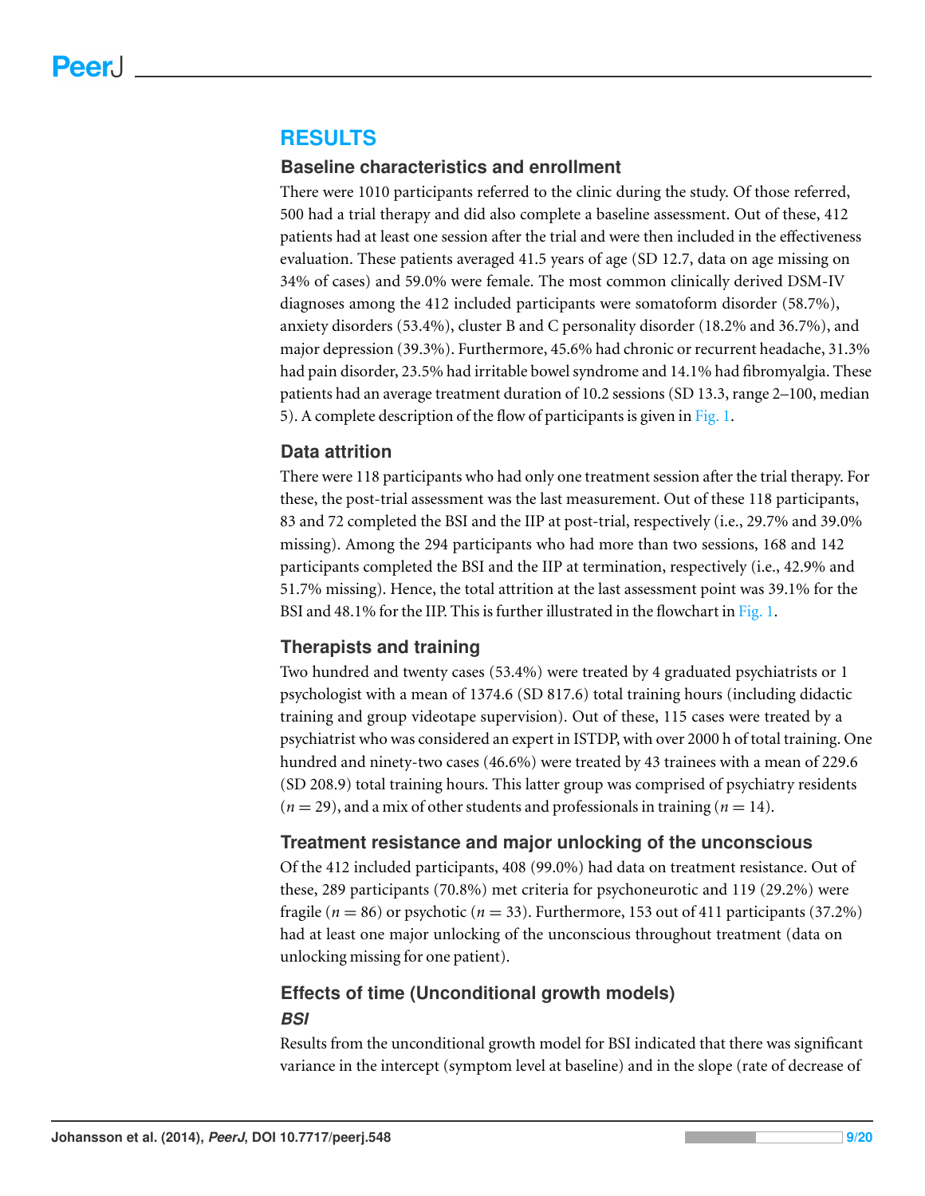# RESULTS

## Baseline characteristics and enrollment

There were 1010 participants referred to the clinic during the study. Of those referred, 500 had a trial therapy and did also complete a baseline assessment. Out of these, 412 patients had at least one session after the trial and were then included in the effectiveness evaluation. These patients averaged 41.5 years of age (SD 12.7, data on age missing on 34% of cases) and 59.0% were female. The most common clinically derived DSM-IV diagnoses among the 412 included participants were somatoform disorder (58.7%), anxiety disorders (53.4%), cluster B and C personality disorder (18.2% and 36.7%), and major depression (39.3%). Furthermore, 45.6% had chronic or recurrent headache, 31.3% had pain disorder, 23.5% had irritable bowel syndrome and 14.1% had fibromyalgia. These patients had an average treatment duration of 10.2 sessions (SD 13.3, range 2–100, median 5). A complete description of the flow of participants is given in Fig. 1.

## Data attrition

There were 118 participants who had only one treatment session after the trial therapy. For these, the post-trial assessment was the last measurement. Out of these 118 participants, 83 and 72 completed the BSI and the IIP at post-trial, respectively (i.e., 29.7% and 39.0% missing). Among the 294 participants who had more than two sessions, 168 and 142 participants completed the BSI and the IIP at termination, respectively (i.e., 42.9% and 51.7% missing). Hence, the total attrition at the last assessment point was 39.1% for the BSI and 48.1% for the IIP. This is further illustrated in the flowchart in Fig. 1.

## Therapists and training

Two hundred and twenty cases (53.4%) were treated by 4 graduated psychiatrists or 1 psychologist with a mean of 1374.6 (SD 817.6) total training hours (including didactic training and group videotape supervision). Out of these, 115 cases were treated by a psychiatrist who was considered an expert in ISTDP, with over 2000 h of total training. One hundred and ninety-two cases (46.6%) were treated by 43 trainees with a mean of 229.6 (SD 208.9) total training hours. This latter group was comprised of psychiatry residents ($n = 29$), and a mix of other students and professionals in training ($n = 14$).

## Treatment resistance and major unlocking of the unconscious

Of the 412 included participants, 408 (99.0%) had data on treatment resistance. Out of these, 289 participants (70.8%) met criteria for psychoneurotic and 119 (29.2%) were fragile ($n = 86$) or psychotic ($n = 33$). Furthermore, 153 out of 411 participants (37.2%) had at least one major unlocking of the unconscious throughout treatment (data on unlocking missing for one patient).

## Effects of time (Unconditional growth models)

### *BSI*

Results from the unconditional growth model for BSI indicated that there was significant variance in the intercept (symptom level at baseline) and in the slope (rate of decrease of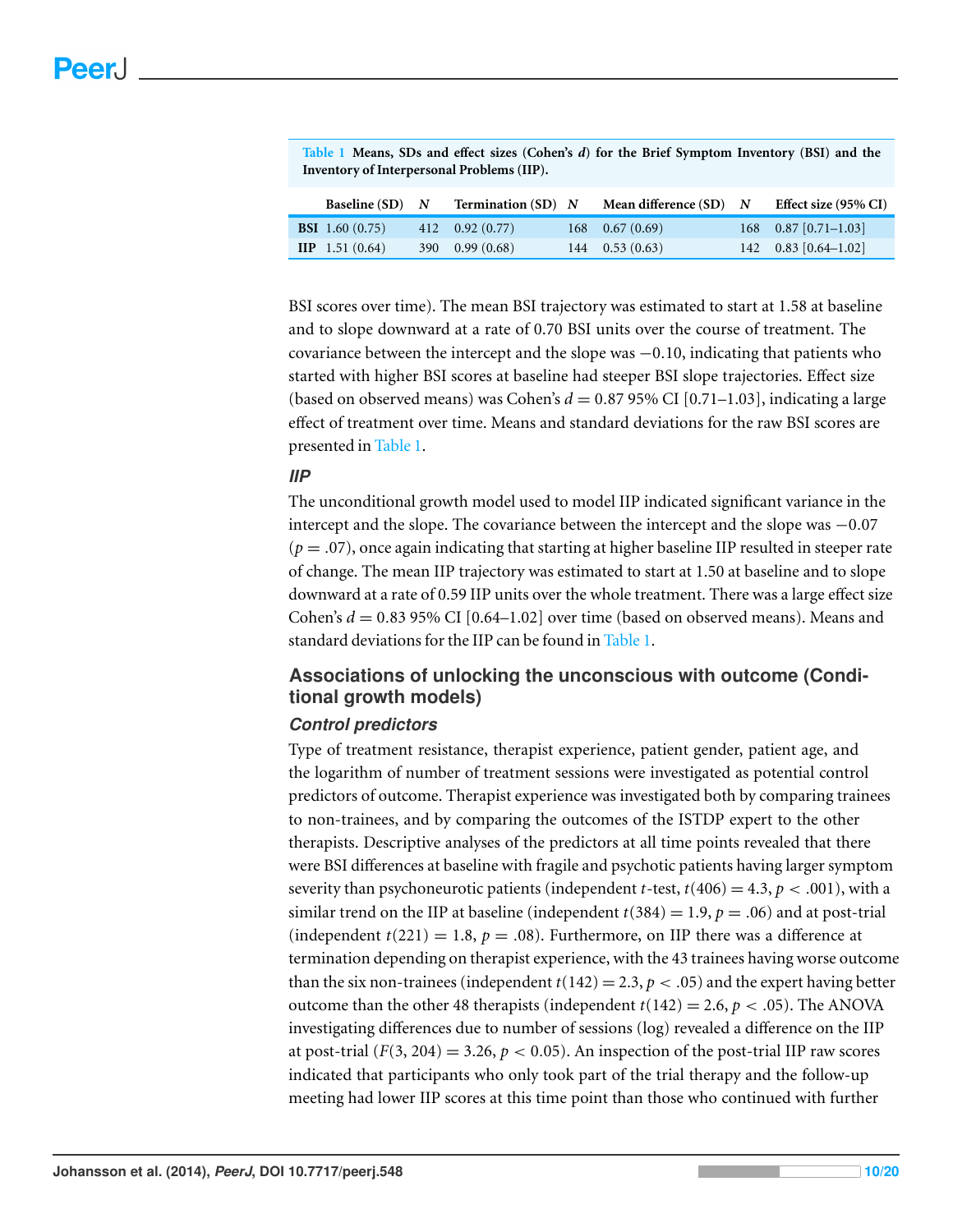**Table 1** Means, SDs and effect sizes (Cohen's *d*) for the Brief Symptom Inventory (BSI) and the Inventory of Interpersonal Problems (IIP).

| | Baseline (SD) | *N* | Termination (SD) | *N* | Mean difference (SD) | *N* | Effect size (95% CI) |
|---|---|---|---|---|---|---|---|
| **BSI** | 1.60 (0.75) | 412 | 0.92 (0.77) | 168 | 0.67 (0.69) | 168 | 0.87 [0.71–1.03] |
| **IIP** | 1.51 (0.64) | 390 | 0.99 (0.68) | 144 | 0.53 (0.63) | 142 | 0.83 [0.64–1.02] |

BSI scores over time). The mean BSI trajectory was estimated to start at 1.58 at baseline and to slope downward at a rate of 0.70 BSI units over the course of treatment. The covariance between the intercept and the slope was −0.10, indicating that patients who started with higher BSI scores at baseline had steeper BSI slope trajectories. Effect size (based on observed means) was Cohen's $d = 0.87$ 95% CI [0.71–1.03], indicating a large effect of treatment over time. Means and standard deviations for the raw BSI scores are presented in Table 1.

### *IIP*

The unconditional growth model used to model IIP indicated significant variance in the intercept and the slope. The covariance between the intercept and the slope was −0.07 ($p = .07$), once again indicating that starting at higher baseline IIP resulted in steeper rate of change. The mean IIP trajectory was estimated to start at 1.50 at baseline and to slope downward at a rate of 0.59 IIP units over the whole treatment. There was a large effect size Cohen's $d = 0.83$ 95% CI [0.64–1.02] over time (based on observed means). Means and standard deviations for the IIP can be found in Table 1.

## Associations of unlocking the unconscious with outcome (Conditional growth models)

### *Control predictors*

Type of treatment resistance, therapist experience, patient gender, patient age, and the logarithm of number of treatment sessions were investigated as potential control predictors of outcome. Therapist experience was investigated both by comparing trainees to non-trainees, and by comparing the outcomes of the ISTDP expert to the other therapists. Descriptive analyses of the predictors at all time points revealed that there were BSI differences at baseline with fragile and psychotic patients having larger symptom severity than psychoneurotic patients (independent *t*-test, $t(406) = 4.3$, $p < .001$), with a similar trend on the IIP at baseline (independent $t(384) = 1.9$, $p = .06$) and at post-trial (independent $t(221) = 1.8$, $p = .08$). Furthermore, on IIP there was a difference at termination depending on therapist experience, with the 43 trainees having worse outcome than the six non-trainees (independent $t(142) = 2.3$, $p < .05$) and the expert having better outcome than the other 48 therapists (independent $t(142) = 2.6$, $p < .05$). The ANOVA investigating differences due to number of sessions (log) revealed a difference on the IIP at post-trial ($F(3, 204) = 3.26$, $p < 0.05$). An inspection of the post-trial IIP raw scores indicated that participants who only took part of the trial therapy and the follow-up meeting had lower IIP scores at this time point than those who continued with further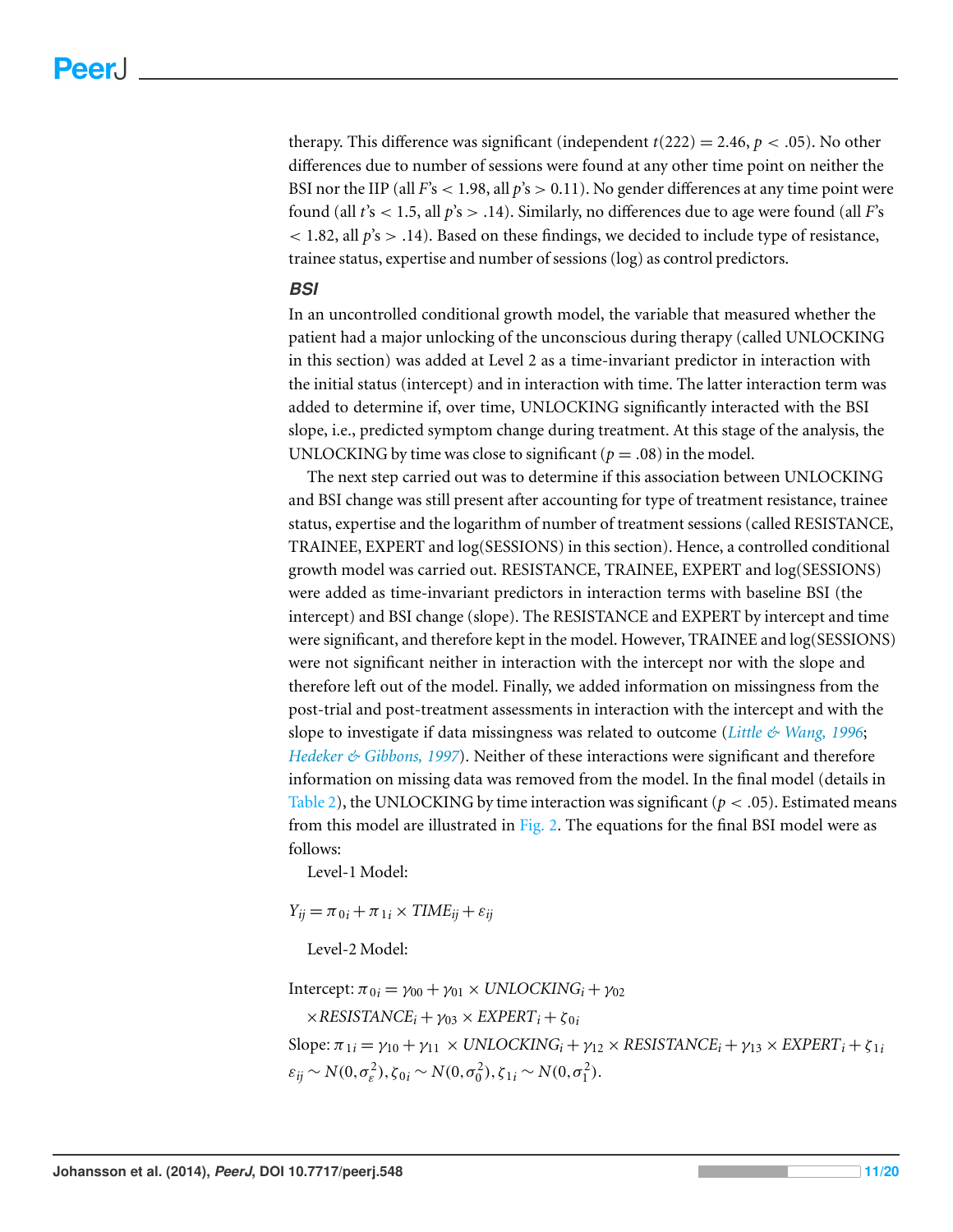therapy. This difference was significant (independent $t(222) = 2.46$, $p < .05$). No other differences due to number of sessions were found at any other time point on neither the BSI nor the IIP (all $F$'s $< 1.98$, all $p$'s $> 0.11$). No gender differences at any time point were found (all $t$'s $< 1.5$, all $p$'s $> .14$). Similarly, no differences due to age were found (all $F$'s $< 1.82$, all $p$'s $> .14$). Based on these findings, we decided to include type of resistance, trainee status, expertise and number of sessions (log) as control predictors.

### *BSI*

In an uncontrolled conditional growth model, the variable that measured whether the patient had a major unlocking of the unconscious during therapy (called UNLOCKING in this section) was added at Level 2 as a time-invariant predictor in interaction with the initial status (intercept) and in interaction with time. The latter interaction term was added to determine if, over time, UNLOCKING significantly interacted with the BSI slope, i.e., predicted symptom change during treatment. At this stage of the analysis, the UNLOCKING by time was close to significant ($p = .08$) in the model.

The next step carried out was to determine if this association between UNLOCKING and BSI change was still present after accounting for type of treatment resistance, trainee status, expertise and the logarithm of number of treatment sessions (called RESISTANCE, TRAINEE, EXPERT and log(SESSIONS) in this section). Hence, a controlled conditional growth model was carried out. RESISTANCE, TRAINEE, EXPERT and log(SESSIONS) were added as time-invariant predictors in interaction terms with baseline BSI (the intercept) and BSI change (slope). The RESISTANCE and EXPERT by intercept and time were significant, and therefore kept in the model. However, TRAINEE and log(SESSIONS) were not significant neither in interaction with the intercept nor with the slope and therefore left out of the model. Finally, we added information on missingness from the post-trial and post-treatment assessments in interaction with the intercept and with the slope to investigate if data missingness was related to outcome (*Little & Wang, 1996*; *Hedeker & Gibbons, 1997*). Neither of these interactions were significant and therefore information on missing data was removed from the model. In the final model (details in Table 2), the UNLOCKING by time interaction was significant ($p < .05$). Estimated means from this model are illustrated in Fig. 2. The equations for the final BSI model were as follows:

Level-1 Model:

$$Y_{ij} = \pi_{0i} + \pi_{1i} \times TIME_{ij} + \varepsilon_{ij}$$

Level-2 Model:

$$\text{Intercept: } \pi_{0i} = \gamma_{00} + \gamma_{01} \times UNLOCKING_i + \gamma_{02} \times RESISTANCE_i + \gamma_{03} \times EXPERT_i + \zeta_{0i}$$

$$\text{Slope: } \pi_{1i} = \gamma_{10} + \gamma_{11} \times UNLOCKING_i + \gamma_{12} \times RESISTANCE_i + \gamma_{13} \times EXPERT_i + \zeta_{1i}$$

$$\varepsilon_{ij} \sim N(0, \sigma_\varepsilon^2), \zeta_{0i} \sim N(0, \sigma_0^2), \zeta_{1i} \sim N(0, \sigma_1^2).$$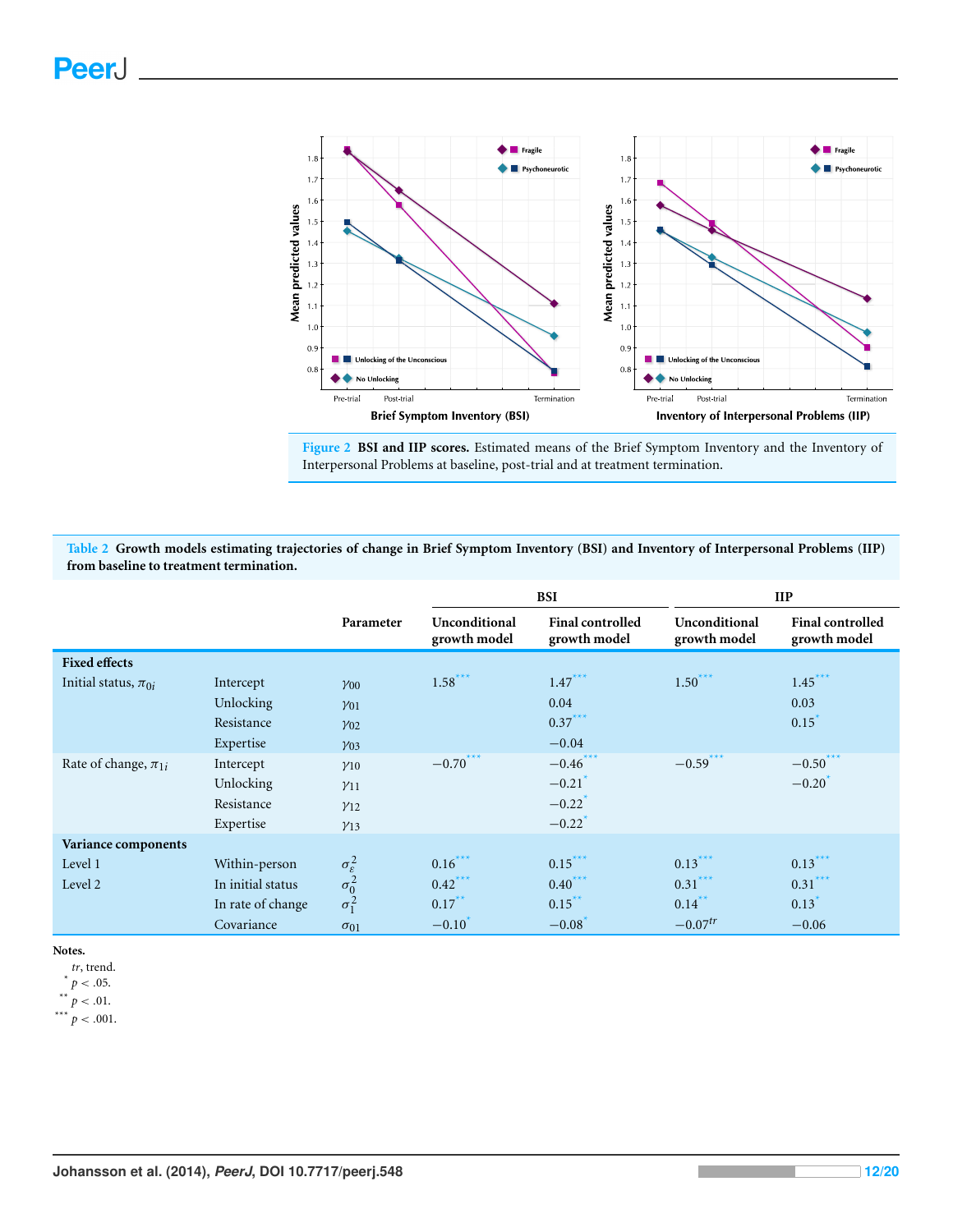Figure 2 **BSI and IIP scores.** Estimated means of the Brief Symptom Inventory and the Inventory of Interpersonal Problems at baseline, post-trial and at treatment termination.

**Table 2 Growth models estimating trajectories of change in Brief Symptom Inventory (BSI) and Inventory of Interpersonal Problems (IIP) from baseline to treatment termination.**

| | | Parameter | BSI Unconditional growth model | BSI Final controlled growth model | IIP Unconditional growth model | IIP Final controlled growth model |
|---|---|---|---|---|---|---|
| **Fixed effects** | | | | | | |
| Initial status, $\pi_{0i}$ | Intercept | $\gamma_{00}$ | 1.58*** | 1.47*** | 1.50*** | 1.45*** |
| | Unlocking | $\gamma_{01}$ | | 0.04 | | 0.03 |
| | Resistance | $\gamma_{02}$ | | 0.37*** | | 0.15* |
| | Expertise | $\gamma_{03}$ | | −0.04 | | |
| Rate of change, $\pi_{1i}$ | Intercept | $\gamma_{10}$ | −0.70*** | −0.46*** | −0.59*** | −0.50*** |
| | Unlocking | $\gamma_{11}$ | | −0.21* | | −0.20* |
| | Resistance | $\gamma_{12}$ | | −0.22* | | |
| | Expertise | $\gamma_{13}$ | | −0.22* | | |
| **Variance components** | | | | | | |
| Level 1 | Within-person | $\sigma_\varepsilon^2$ | 0.16*** | 0.15*** | 0.13*** | 0.13*** |
| Level 2 | In initial status | $\sigma_0^2$ | 0.42*** | 0.40*** | 0.31*** | 0.31*** |
| | In rate of change | $\sigma_1^2$ | 0.17** | 0.15** | 0.14** | 0.13* |
| | Covariance | $\sigma_{01}$ | −0.10* | −0.08* | −0.07$^{tr}$ | −0.06 |

**Notes.**
*tr*, trend.
* $p < .05$.
** $p < .01$.
*** $p < .001$.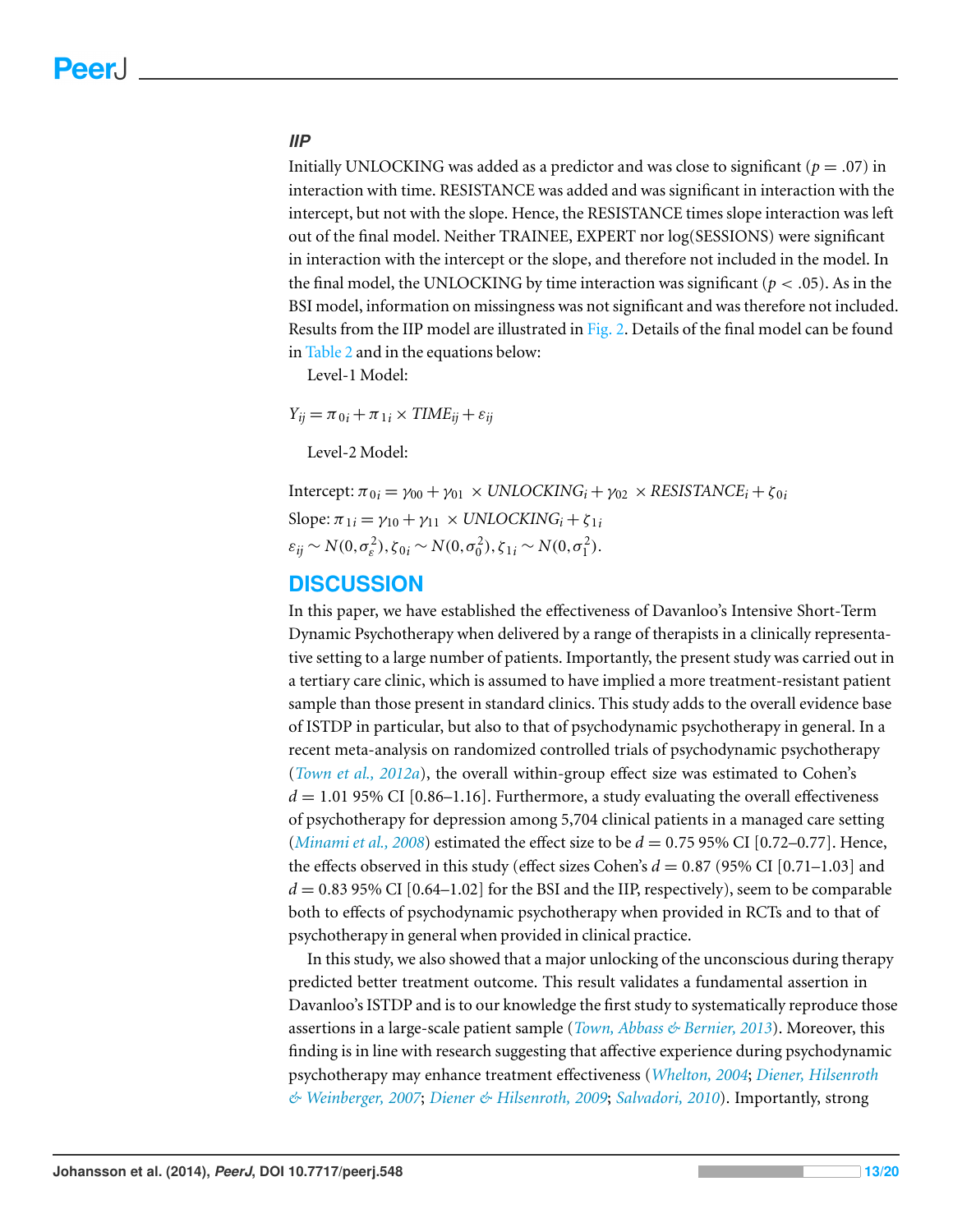### IIP

Initially UNLOCKING was added as a predictor and was close to significant ($p = .07$) in interaction with time. RESISTANCE was added and was significant in interaction with the intercept, but not with the slope. Hence, the RESISTANCE times slope interaction was left out of the final model. Neither TRAINEE, EXPERT nor log(SESSIONS) were significant in interaction with the intercept or the slope, and therefore not included in the model. In the final model, the UNLOCKING by time interaction was significant ($p < .05$). As in the BSI model, information on missingness was not significant and was therefore not included. Results from the IIP model are illustrated in Fig. 2. Details of the final model can be found in Table 2 and in the equations below:

Level-1 Model:

$$Y_{ij} = \pi_{0i} + \pi_{1i} \times TIME_{ij} + \varepsilon_{ij}$$

Level-2 Model:

$$\text{Intercept: } \pi_{0i} = \gamma_{00} + \gamma_{01} \times UNLOCKING_i + \gamma_{02} \times RESISTANCE_i + \zeta_{0i}$$

$$\text{Slope: } \pi_{1i} = \gamma_{10} + \gamma_{11} \times UNLOCKING_i + \zeta_{1i}$$

$$\varepsilon_{ij} \sim N(0, \sigma_\varepsilon^2), \zeta_{0i} \sim N(0, \sigma_0^2), \zeta_{1i} \sim N(0, \sigma_1^2).$$

## DISCUSSION

In this paper, we have established the effectiveness of Davanloo's Intensive Short-Term Dynamic Psychotherapy when delivered by a range of therapists in a clinically representative setting to a large number of patients. Importantly, the present study was carried out in a tertiary care clinic, which is assumed to have implied a more treatment-resistant patient sample than those present in standard clinics. This study adds to the overall evidence base of ISTDP in particular, but also to that of psychodynamic psychotherapy in general. In a recent meta-analysis on randomized controlled trials of psychodynamic psychotherapy (*Town et al., 2012a*), the overall within-group effect size was estimated to Cohen's $d = 1.01$ 95% CI [0.86–1.16]. Furthermore, a study evaluating the overall effectiveness of psychotherapy for depression among 5,704 clinical patients in a managed care setting (*Minami et al., 2008*) estimated the effect size to be $d = 0.75$ 95% CI [0.72–0.77]. Hence, the effects observed in this study (effect sizes Cohen's $d = 0.87$ (95% CI [0.71–1.03] and $d = 0.83$ 95% CI [0.64–1.02] for the BSI and the IIP, respectively), seem to be comparable both to effects of psychodynamic psychotherapy when provided in RCTs and to that of psychotherapy in general when provided in clinical practice.

In this study, we also showed that a major unlocking of the unconscious during therapy predicted better treatment outcome. This result validates a fundamental assertion in Davanloo's ISTDP and is to our knowledge the first study to systematically reproduce those assertions in a large-scale patient sample (*Town, Abbass & Bernier, 2013*). Moreover, this finding is in line with research suggesting that affective experience during psychodynamic psychotherapy may enhance treatment effectiveness (*Whelton, 2004*; *Diener, Hilsenroth & Weinberger, 2007*; *Diener & Hilsenroth, 2009*; *Salvadori, 2010*). Importantly, strong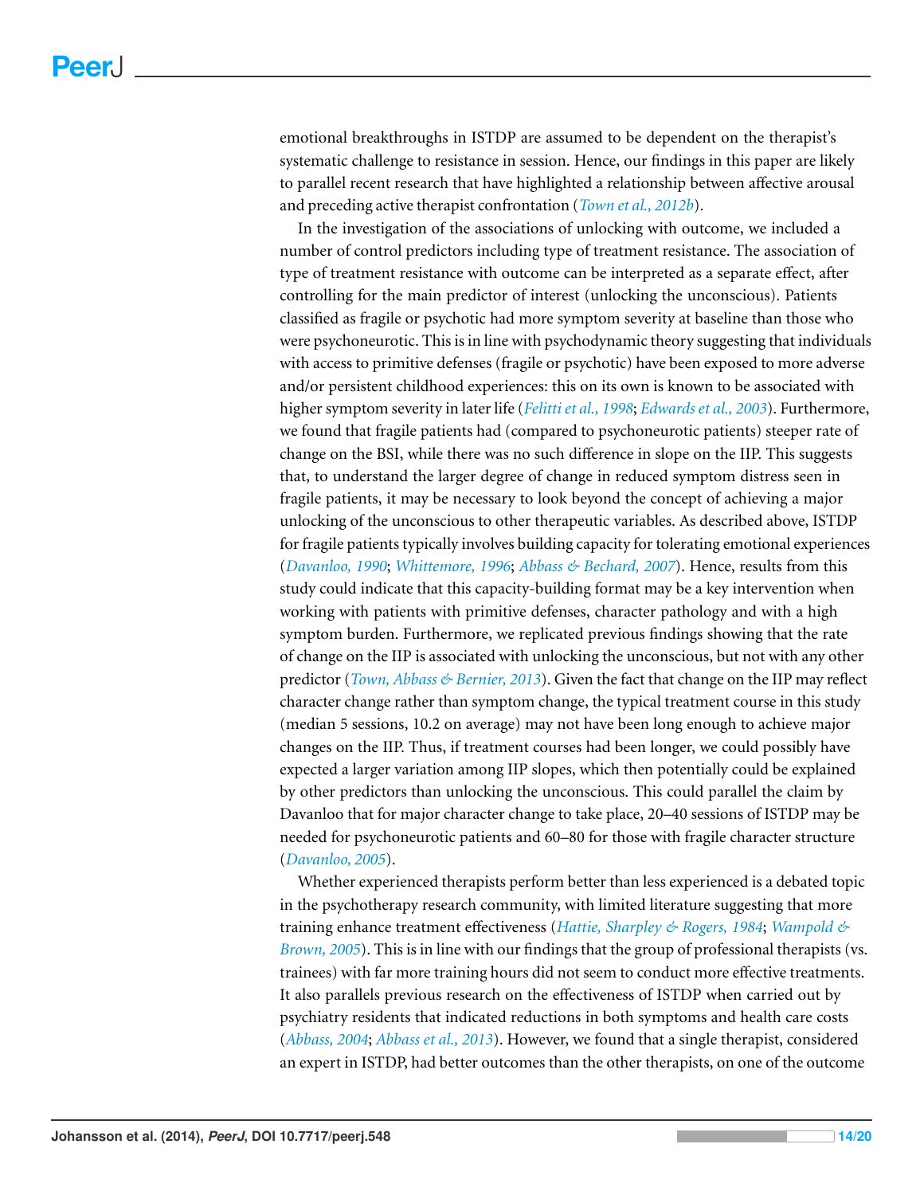emotional breakthroughs in ISTDP are assumed to be dependent on the therapist's systematic challenge to resistance in session. Hence, our findings in this paper are likely to parallel recent research that have highlighted a relationship between affective arousal and preceding active therapist confrontation (Town et al., 2012b).

In the investigation of the associations of unlocking with outcome, we included a number of control predictors including type of treatment resistance. The association of type of treatment resistance with outcome can be interpreted as a separate effect, after controlling for the main predictor of interest (unlocking the unconscious). Patients classified as fragile or psychotic had more symptom severity at baseline than those who were psychoneurotic. This is in line with psychodynamic theory suggesting that individuals with access to primitive defenses (fragile or psychotic) have been exposed to more adverse and/or persistent childhood experiences: this on its own is known to be associated with higher symptom severity in later life (Felitti et al., 1998; Edwards et al., 2003). Furthermore, we found that fragile patients had (compared to psychoneurotic patients) steeper rate of change on the BSI, while there was no such difference in slope on the IIP. This suggests that, to understand the larger degree of change in reduced symptom distress seen in fragile patients, it may be necessary to look beyond the concept of achieving a major unlocking of the unconscious to other therapeutic variables. As described above, ISTDP for fragile patients typically involves building capacity for tolerating emotional experiences (Davanloo, 1990; Whittemore, 1996; Abbass & Bechard, 2007). Hence, results from this study could indicate that this capacity-building format may be a key intervention when working with patients with primitive defenses, character pathology and with a high symptom burden. Furthermore, we replicated previous findings showing that the rate of change on the IIP is associated with unlocking the unconscious, but not with any other predictor (Town, Abbass & Bernier, 2013). Given the fact that change on the IIP may reflect character change rather than symptom change, the typical treatment course in this study (median 5 sessions, 10.2 on average) may not have been long enough to achieve major changes on the IIP. Thus, if treatment courses had been longer, we could possibly have expected a larger variation among IIP slopes, which then potentially could be explained by other predictors than unlocking the unconscious. This could parallel the claim by Davanloo that for major character change to take place, 20–40 sessions of ISTDP may be needed for psychoneurotic patients and 60–80 for those with fragile character structure (Davanloo, 2005).

Whether experienced therapists perform better than less experienced is a debated topic in the psychotherapy research community, with limited literature suggesting that more training enhance treatment effectiveness (Hattie, Sharpley & Rogers, 1984; Wampold & Brown, 2005). This is in line with our findings that the group of professional therapists (vs. trainees) with far more training hours did not seem to conduct more effective treatments. It also parallels previous research on the effectiveness of ISTDP when carried out by psychiatry residents that indicated reductions in both symptoms and health care costs (Abbass, 2004; Abbass et al., 2013). However, we found that a single therapist, considered an expert in ISTDP, had better outcomes than the other therapists, on one of the outcome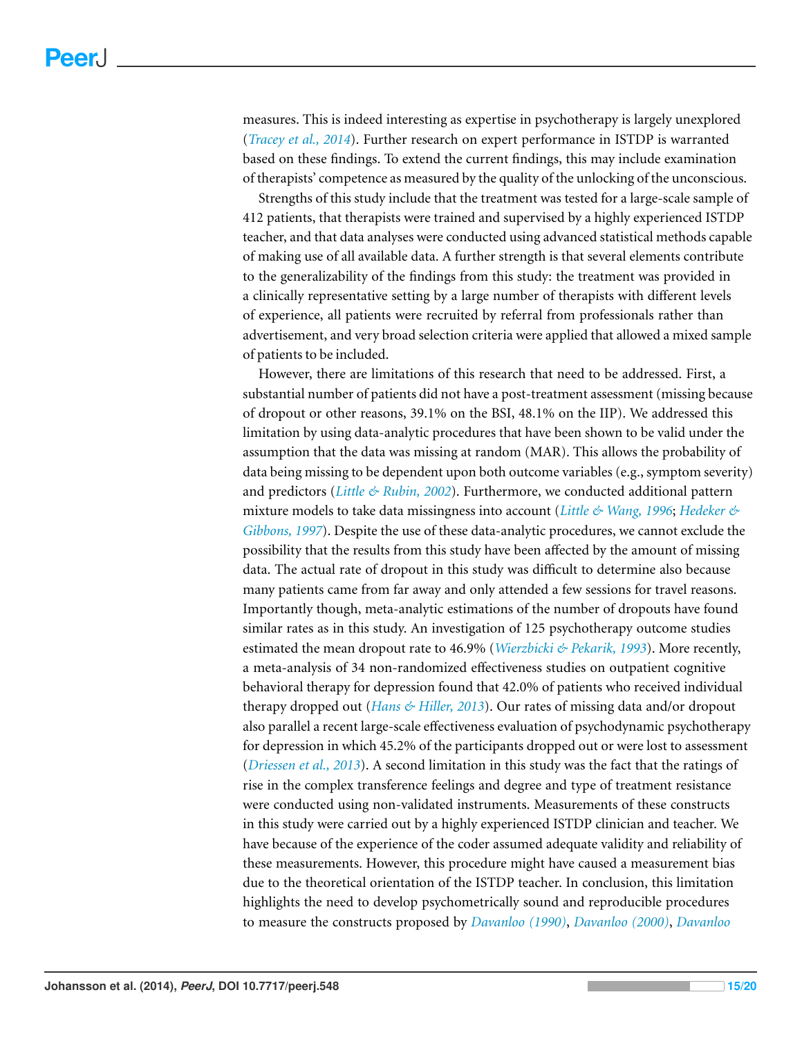measures. This is indeed interesting as expertise in psychotherapy is largely unexplored (*Tracey et al., 2014*). Further research on expert performance in ISTDP is warranted based on these findings. To extend the current findings, this may include examination of therapists' competence as measured by the quality of the unlocking of the unconscious.

Strengths of this study include that the treatment was tested for a large-scale sample of 412 patients, that therapists were trained and supervised by a highly experienced ISTDP teacher, and that data analyses were conducted using advanced statistical methods capable of making use of all available data. A further strength is that several elements contribute to the generalizability of the findings from this study: the treatment was provided in a clinically representative setting by a large number of therapists with different levels of experience, all patients were recruited by referral from professionals rather than advertisement, and very broad selection criteria were applied that allowed a mixed sample of patients to be included.

However, there are limitations of this research that need to be addressed. First, a substantial number of patients did not have a post-treatment assessment (missing because of dropout or other reasons, 39.1% on the BSI, 48.1% on the IIP). We addressed this limitation by using data-analytic procedures that have been shown to be valid under the assumption that the data was missing at random (MAR). This allows the probability of data being missing to be dependent upon both outcome variables (e.g., symptom severity) and predictors (*Little & Rubin, 2002*). Furthermore, we conducted additional pattern mixture models to take data missingness into account (*Little & Wang, 1996*; *Hedeker & Gibbons, 1997*). Despite the use of these data-analytic procedures, we cannot exclude the possibility that the results from this study have been affected by the amount of missing data. The actual rate of dropout in this study was difficult to determine also because many patients came from far away and only attended a few sessions for travel reasons. Importantly though, meta-analytic estimations of the number of dropouts have found similar rates as in this study. An investigation of 125 psychotherapy outcome studies estimated the mean dropout rate to 46.9% (*Wierzbicki & Pekarik, 1993*). More recently, a meta-analysis of 34 non-randomized effectiveness studies on outpatient cognitive behavioral therapy for depression found that 42.0% of patients who received individual therapy dropped out (*Hans & Hiller, 2013*). Our rates of missing data and/or dropout also parallel a recent large-scale effectiveness evaluation of psychodynamic psychotherapy for depression in which 45.2% of the participants dropped out or were lost to assessment (*Driessen et al., 2013*). A second limitation in this study was the fact that the ratings of rise in the complex transference feelings and degree and type of treatment resistance were conducted using non-validated instruments. Measurements of these constructs in this study were carried out by a highly experienced ISTDP clinician and teacher. We have because of the experience of the coder assumed adequate validity and reliability of these measurements. However, this procedure might have caused a measurement bias due to the theoretical orientation of the ISTDP teacher. In conclusion, this limitation highlights the need to develop psychometrically sound and reproducible procedures to measure the constructs proposed by *Davanloo (1990)*, *Davanloo (2000)*, *Davanloo*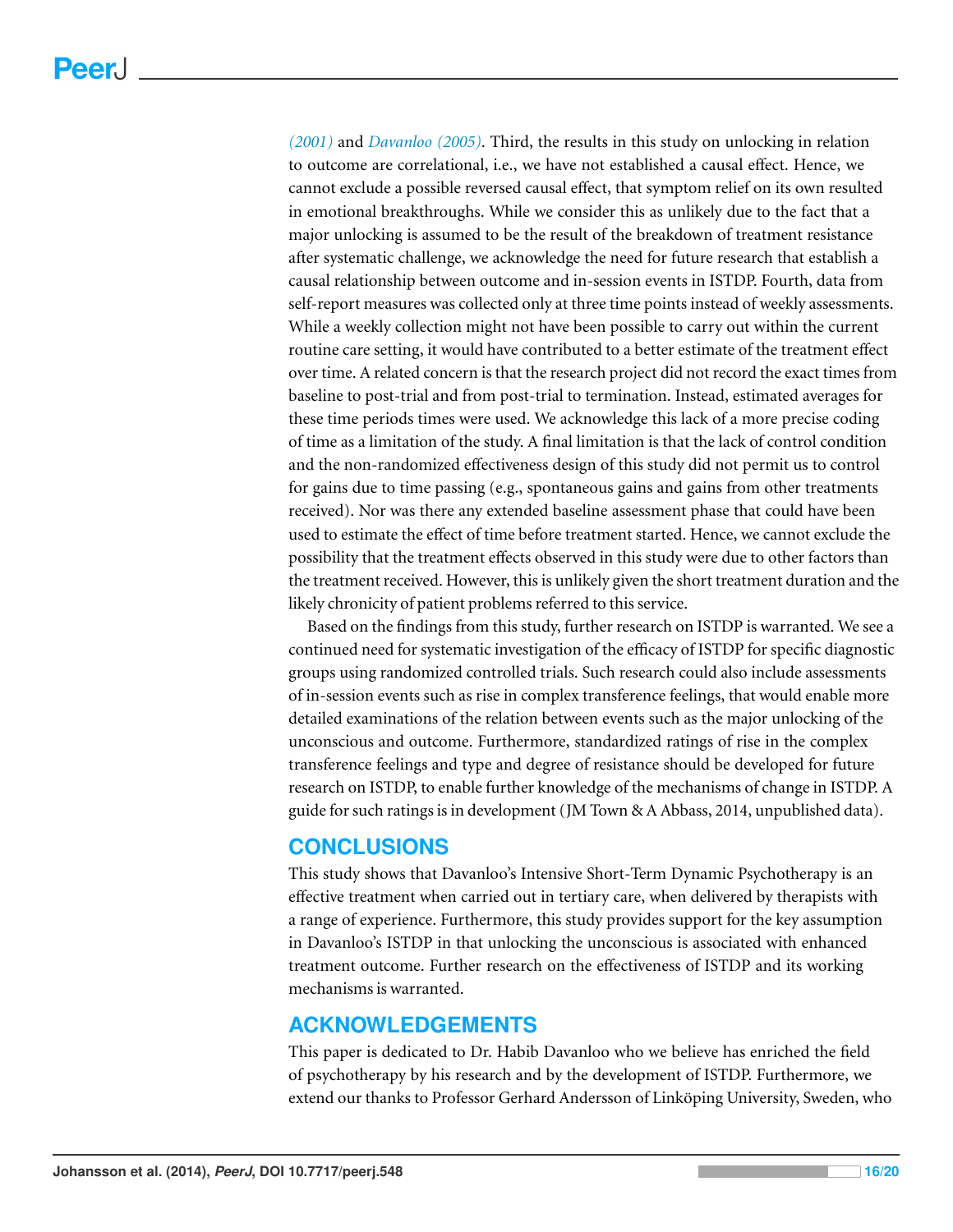(2001) and Davanloo (2005). Third, the results in this study on unlocking in relation to outcome are correlational, i.e., we have not established a causal effect. Hence, we cannot exclude a possible reversed causal effect, that symptom relief on its own resulted in emotional breakthroughs. While we consider this as unlikely due to the fact that a major unlocking is assumed to be the result of the breakdown of treatment resistance after systematic challenge, we acknowledge the need for future research that establish a causal relationship between outcome and in-session events in ISTDP. Fourth, data from self-report measures was collected only at three time points instead of weekly assessments. While a weekly collection might not have been possible to carry out within the current routine care setting, it would have contributed to a better estimate of the treatment effect over time. A related concern is that the research project did not record the exact times from baseline to post-trial and from post-trial to termination. Instead, estimated averages for these time periods times were used. We acknowledge this lack of a more precise coding of time as a limitation of the study. A final limitation is that the lack of control condition and the non-randomized effectiveness design of this study did not permit us to control for gains due to time passing (e.g., spontaneous gains and gains from other treatments received). Nor was there any extended baseline assessment phase that could have been used to estimate the effect of time before treatment started. Hence, we cannot exclude the possibility that the treatment effects observed in this study were due to other factors than the treatment received. However, this is unlikely given the short treatment duration and the likely chronicity of patient problems referred to this service.

Based on the findings from this study, further research on ISTDP is warranted. We see a continued need for systematic investigation of the efficacy of ISTDP for specific diagnostic groups using randomized controlled trials. Such research could also include assessments of in-session events such as rise in complex transference feelings, that would enable more detailed examinations of the relation between events such as the major unlocking of the unconscious and outcome. Furthermore, standardized ratings of rise in the complex transference feelings and type and degree of resistance should be developed for future research on ISTDP, to enable further knowledge of the mechanisms of change in ISTDP. A guide for such ratings is in development (JM Town & A Abbass, 2014, unpublished data).

## CONCLUSIONS

This study shows that Davanloo's Intensive Short-Term Dynamic Psychotherapy is an effective treatment when carried out in tertiary care, when delivered by therapists with a range of experience. Furthermore, this study provides support for the key assumption in Davanloo's ISTDP in that unlocking the unconscious is associated with enhanced treatment outcome. Further research on the effectiveness of ISTDP and its working mechanisms is warranted.

## ACKNOWLEDGEMENTS

This paper is dedicated to Dr. Habib Davanloo who we believe has enriched the field of psychotherapy by his research and by the development of ISTDP. Furthermore, we extend our thanks to Professor Gerhard Andersson of Linköping University, Sweden, who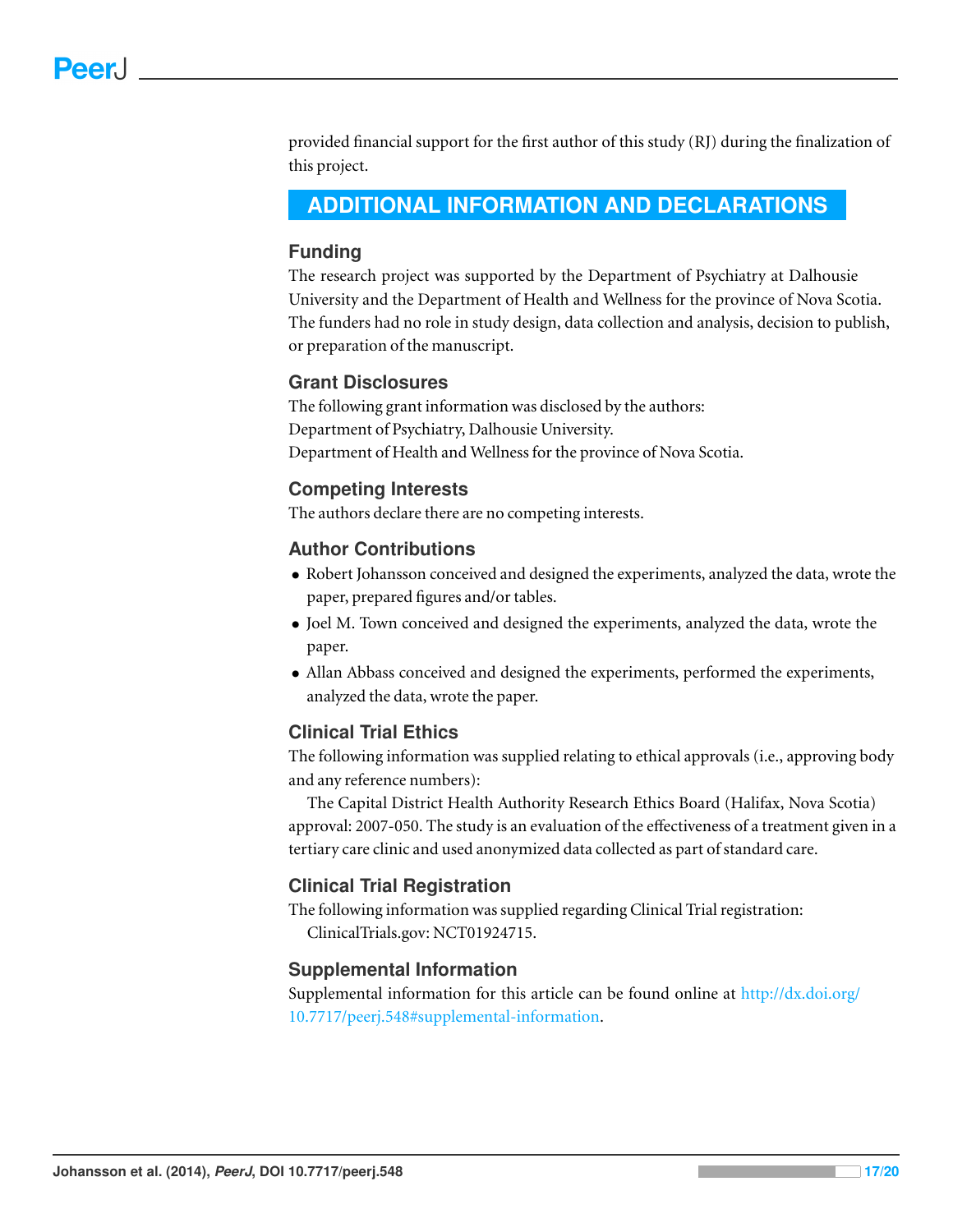provided financial support for the first author of this study (RJ) during the finalization of this project.

# ADDITIONAL INFORMATION AND DECLARATIONS

## Funding

The research project was supported by the Department of Psychiatry at Dalhousie University and the Department of Health and Wellness for the province of Nova Scotia. The funders had no role in study design, data collection and analysis, decision to publish, or preparation of the manuscript.

## Grant Disclosures

The following grant information was disclosed by the authors:
Department of Psychiatry, Dalhousie University.
Department of Health and Wellness for the province of Nova Scotia.

## Competing Interests

The authors declare there are no competing interests.

## Author Contributions

- Robert Johansson conceived and designed the experiments, analyzed the data, wrote the paper, prepared figures and/or tables.
- Joel M. Town conceived and designed the experiments, analyzed the data, wrote the paper.
- Allan Abbass conceived and designed the experiments, performed the experiments, analyzed the data, wrote the paper.

## Clinical Trial Ethics

The following information was supplied relating to ethical approvals (i.e., approving body and any reference numbers):

The Capital District Health Authority Research Ethics Board (Halifax, Nova Scotia) approval: 2007-050. The study is an evaluation of the effectiveness of a treatment given in a tertiary care clinic and used anonymized data collected as part of standard care.

## Clinical Trial Registration

The following information was supplied regarding Clinical Trial registration:

ClinicalTrials.gov: NCT01924715.

## Supplemental Information

Supplemental information for this article can be found online at http://dx.doi.org/10.7717/peerj.548#supplemental-information.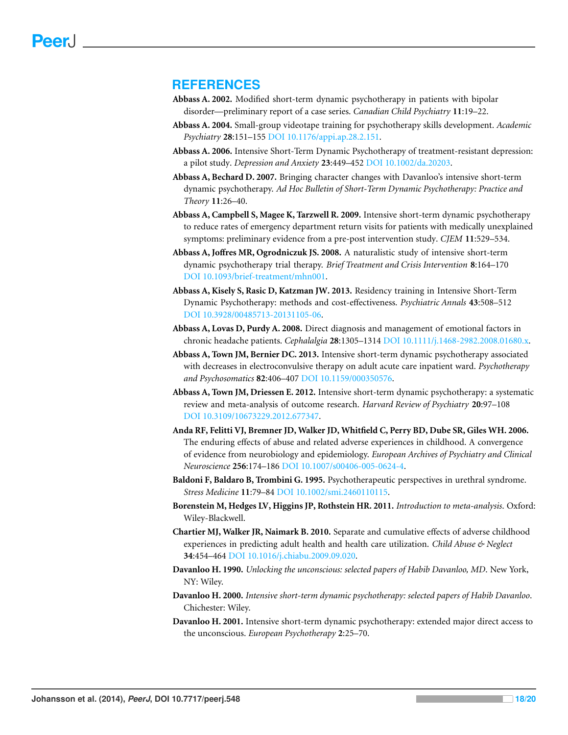## REFERENCES

**Abbass A. 2002.** Modified short-term dynamic psychotherapy in patients with bipolar disorder—preliminary report of a case series. *Canadian Child Psychiatry* **11**:19–22.

**Abbass A. 2004.** Small-group videotape training for psychotherapy skills development. *Academic Psychiatry* **28**:151–155 DOI 10.1176/appi.ap.28.2.151.

**Abbass A. 2006.** Intensive Short-Term Dynamic Psychotherapy of treatment-resistant depression: a pilot study. *Depression and Anxiety* **23**:449–452 DOI 10.1002/da.20203.

**Abbass A, Bechard D. 2007.** Bringing character changes with Davanloo's intensive short-term dynamic psychotherapy. *Ad Hoc Bulletin of Short-Term Dynamic Psychotherapy: Practice and Theory* **11**:26–40.

**Abbass A, Campbell S, Magee K, Tarzwell R. 2009.** Intensive short-term dynamic psychotherapy to reduce rates of emergency department return visits for patients with medically unexplained symptoms: preliminary evidence from a pre-post intervention study. *CJEM* **11**:529–534.

**Abbass A, Joffres MR, Ogrodniczuk JS. 2008.** A naturalistic study of intensive short-term dynamic psychotherapy trial therapy. *Brief Treatment and Crisis Intervention* **8**:164–170 DOI 10.1093/brief-treatment/mhn001.

**Abbass A, Kisely S, Rasic D, Katzman JW. 2013.** Residency training in Intensive Short-Term Dynamic Psychotherapy: methods and cost-effectiveness. *Psychiatric Annals* **43**:508–512 DOI 10.3928/00485713-20131105-06.

**Abbass A, Lovas D, Purdy A. 2008.** Direct diagnosis and management of emotional factors in chronic headache patients. *Cephalalgia* **28**:1305–1314 DOI 10.1111/j.1468-2982.2008.01680.x.

**Abbass A, Town JM, Bernier DC. 2013.** Intensive short-term dynamic psychotherapy associated with decreases in electroconvulsive therapy on adult acute care inpatient ward. *Psychotherapy and Psychosomatics* **82**:406–407 DOI 10.1159/000350576.

**Abbass A, Town JM, Driessen E. 2012.** Intensive short-term dynamic psychotherapy: a systematic review and meta-analysis of outcome research. *Harvard Review of Psychiatry* **20**:97–108 DOI 10.3109/10673229.2012.677347.

**Anda RF, Felitti VJ, Bremner JD, Walker JD, Whitfield C, Perry BD, Dube SR, Giles WH. 2006.** The enduring effects of abuse and related adverse experiences in childhood. A convergence of evidence from neurobiology and epidemiology. *European Archives of Psychiatry and Clinical Neuroscience* **256**:174–186 DOI 10.1007/s00406-005-0624-4.

**Baldoni F, Baldaro B, Trombini G. 1995.** Psychotherapeutic perspectives in urethral syndrome. *Stress Medicine* **11**:79–84 DOI 10.1002/smi.2460110115.

**Borenstein M, Hedges LV, Higgins JP, Rothstein HR. 2011.** *Introduction to meta-analysis*. Oxford: Wiley-Blackwell.

**Chartier MJ, Walker JR, Naimark B. 2010.** Separate and cumulative effects of adverse childhood experiences in predicting adult health and health care utilization. *Child Abuse & Neglect* **34**:454–464 DOI 10.1016/j.chiabu.2009.09.020.

**Davanloo H. 1990.** *Unlocking the unconscious: selected papers of Habib Davanloo, MD*. New York, NY: Wiley.

**Davanloo H. 2000.** *Intensive short-term dynamic psychotherapy: selected papers of Habib Davanloo*. Chichester: Wiley.

**Davanloo H. 2001.** Intensive short-term dynamic psychotherapy: extended major direct access to the unconscious. *European Psychotherapy* **2**:25–70.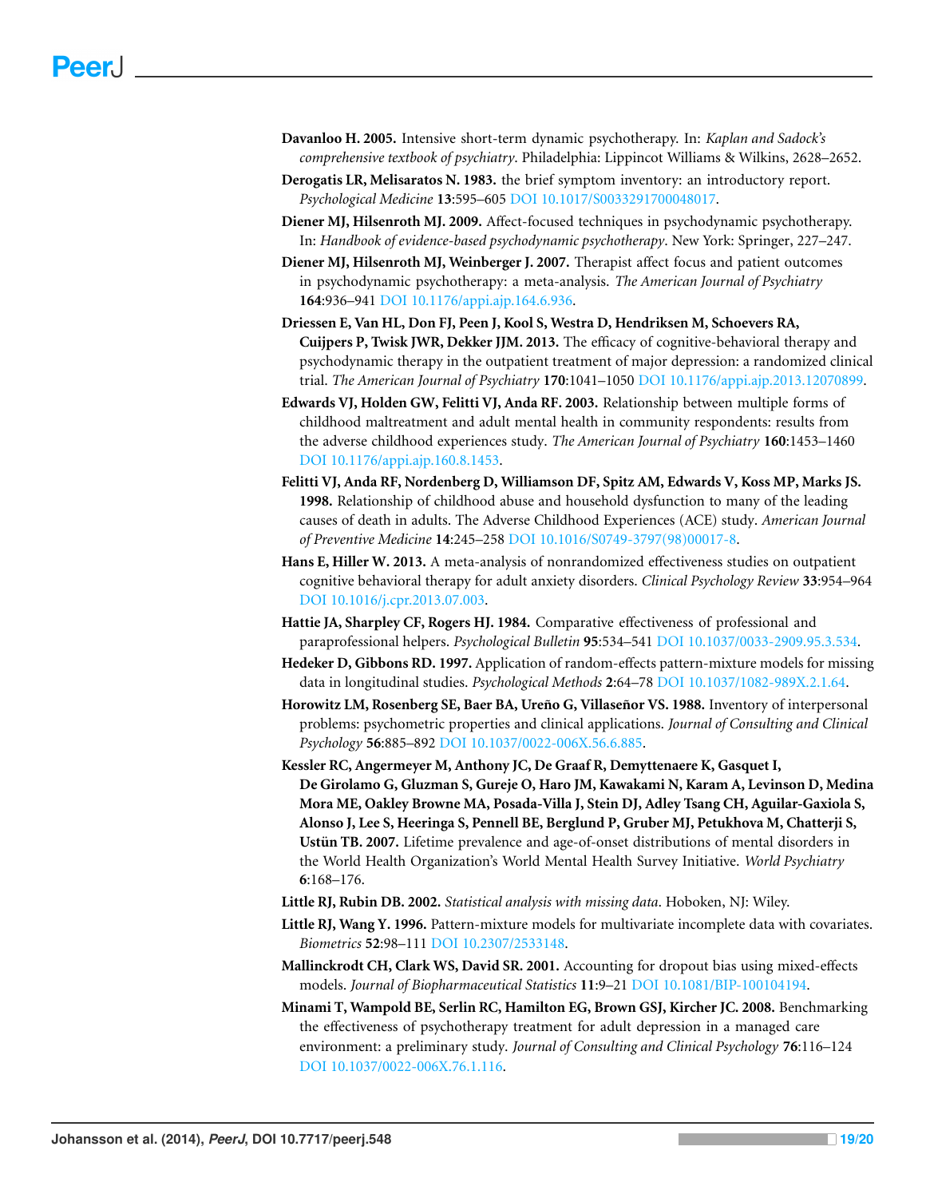**Davanloo H. 2005.** Intensive short-term dynamic psychotherapy. In: *Kaplan and Sadock's comprehensive textbook of psychiatry*. Philadelphia: Lippincot Williams & Wilkins, 2628–2652.

**Derogatis LR, Melisaratos N. 1983.** the brief symptom inventory: an introductory report. *Psychological Medicine* **13**:595–605 DOI 10.1017/S0033291700048017.

**Diener MJ, Hilsenroth MJ. 2009.** Affect-focused techniques in psychodynamic psychotherapy. In: *Handbook of evidence-based psychodynamic psychotherapy*. New York: Springer, 227–247.

**Diener MJ, Hilsenroth MJ, Weinberger J. 2007.** Therapist affect focus and patient outcomes in psychodynamic psychotherapy: a meta-analysis. *The American Journal of Psychiatry* **164**:936–941 DOI 10.1176/appi.ajp.164.6.936.

**Driessen E, Van HL, Don FJ, Peen J, Kool S, Westra D, Hendriksen M, Schoevers RA, Cuijpers P, Twisk JWR, Dekker JJM. 2013.** The efficacy of cognitive-behavioral therapy and psychodynamic therapy in the outpatient treatment of major depression: a randomized clinical trial. *The American Journal of Psychiatry* **170**:1041–1050 DOI 10.1176/appi.ajp.2013.12070899.

**Edwards VJ, Holden GW, Felitti VJ, Anda RF. 2003.** Relationship between multiple forms of childhood maltreatment and adult mental health in community respondents: results from the adverse childhood experiences study. *The American Journal of Psychiatry* **160**:1453–1460 DOI 10.1176/appi.ajp.160.8.1453.

**Felitti VJ, Anda RF, Nordenberg D, Williamson DF, Spitz AM, Edwards V, Koss MP, Marks JS. 1998.** Relationship of childhood abuse and household dysfunction to many of the leading causes of death in adults. The Adverse Childhood Experiences (ACE) study. *American Journal of Preventive Medicine* **14**:245–258 DOI 10.1016/S0749-3797(98)00017-8.

**Hans E, Hiller W. 2013.** A meta-analysis of nonrandomized effectiveness studies on outpatient cognitive behavioral therapy for adult anxiety disorders. *Clinical Psychology Review* **33**:954–964 DOI 10.1016/j.cpr.2013.07.003.

**Hattie JA, Sharpley CF, Rogers HJ. 1984.** Comparative effectiveness of professional and paraprofessional helpers. *Psychological Bulletin* **95**:534–541 DOI 10.1037/0033-2909.95.3.534.

**Hedeker D, Gibbons RD. 1997.** Application of random-effects pattern-mixture models for missing data in longitudinal studies. *Psychological Methods* **2**:64–78 DOI 10.1037/1082-989X.2.1.64.

**Horowitz LM, Rosenberg SE, Baer BA, Ureño G, Villaseñor VS. 1988.** Inventory of interpersonal problems: psychometric properties and clinical applications. *Journal of Consulting and Clinical Psychology* **56**:885–892 DOI 10.1037/0022-006X.56.6.885.

**Kessler RC, Angermeyer M, Anthony JC, De Graaf R, Demyttenaere K, Gasquet I, De Girolamo G, Gluzman S, Gureje O, Haro JM, Kawakami N, Karam A, Levinson D, Medina Mora ME, Oakley Browne MA, Posada-Villa J, Stein DJ, Adley Tsang CH, Aguilar-Gaxiola S, Alonso J, Lee S, Heeringa S, Pennell BE, Berglund P, Gruber MJ, Petukhova M, Chatterji S, Ustün TB. 2007.** Lifetime prevalence and age-of-onset distributions of mental disorders in the World Health Organization's World Mental Health Survey Initiative. *World Psychiatry* **6**:168–176.

**Little RJ, Rubin DB. 2002.** *Statistical analysis with missing data*. Hoboken, NJ: Wiley.

**Little RJ, Wang Y. 1996.** Pattern-mixture models for multivariate incomplete data with covariates. *Biometrics* **52**:98–111 DOI 10.2307/2533148.

**Mallinckrodt CH, Clark WS, David SR. 2001.** Accounting for dropout bias using mixed-effects models. *Journal of Biopharmaceutical Statistics* **11**:9–21 DOI 10.1081/BIP-100104194.

**Minami T, Wampold BE, Serlin RC, Hamilton EG, Brown GSJ, Kircher JC. 2008.** Benchmarking the effectiveness of psychotherapy treatment for adult depression in a managed care environment: a preliminary study. *Journal of Consulting and Clinical Psychology* **76**:116–124 DOI 10.1037/0022-006X.76.1.116.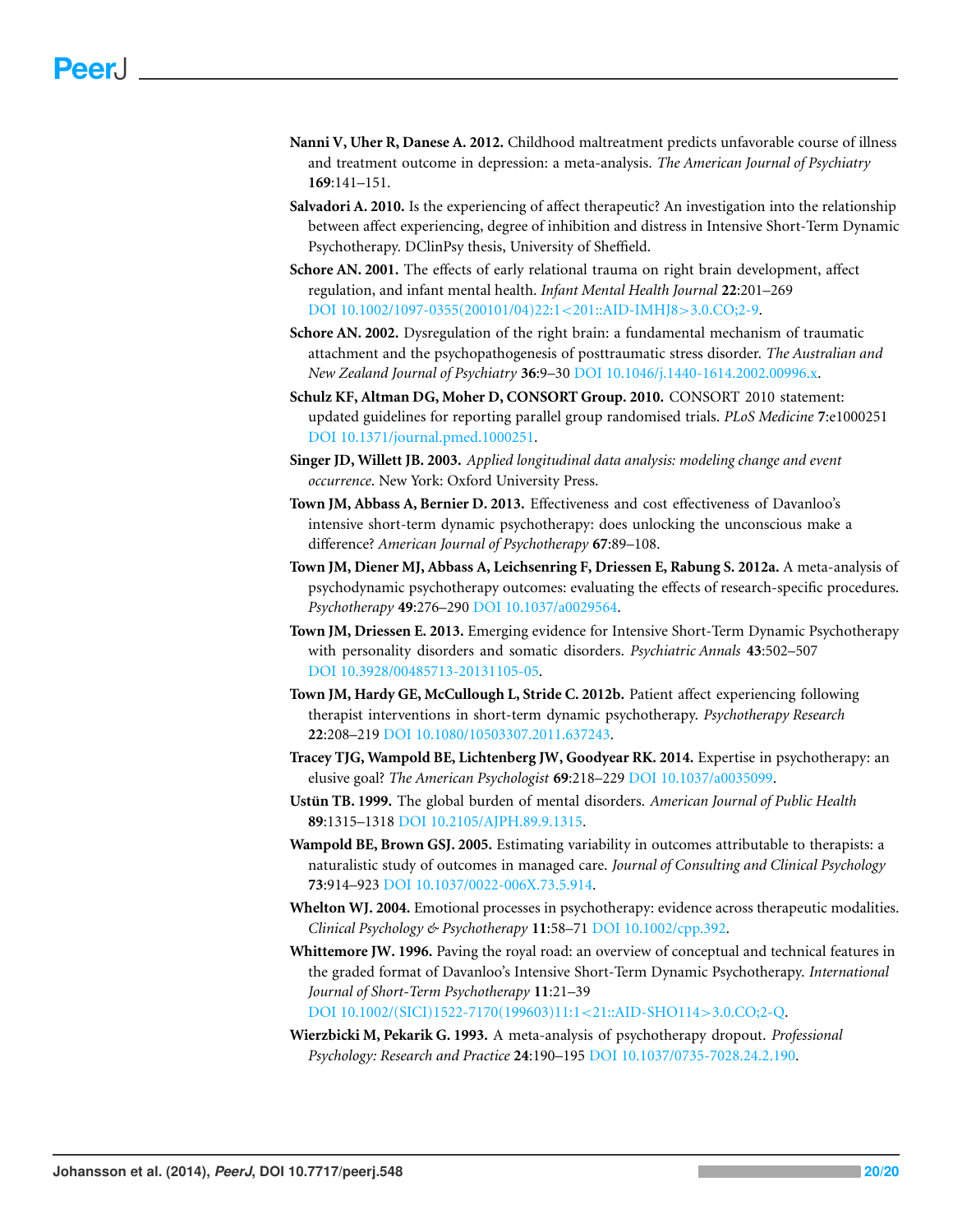**Nanni V, Uher R, Danese A. 2012.** Childhood maltreatment predicts unfavorable course of illness and treatment outcome in depression: a meta-analysis. *The American Journal of Psychiatry* **169**:141–151.

**Salvadori A. 2010.** Is the experiencing of affect therapeutic? An investigation into the relationship between affect experiencing, degree of inhibition and distress in Intensive Short-Term Dynamic Psychotherapy. DClinPsy thesis, University of Sheffield.

**Schore AN. 2001.** The effects of early relational trauma on right brain development, affect regulation, and infant mental health. *Infant Mental Health Journal* **22**:201–269 DOI 10.1002/1097-0355(200101/04)22:1<201::AID-IMHJ8>3.0.CO;2-9.

**Schore AN. 2002.** Dysregulation of the right brain: a fundamental mechanism of traumatic attachment and the psychopathogenesis of posttraumatic stress disorder. *The Australian and New Zealand Journal of Psychiatry* **36**:9–30 DOI 10.1046/j.1440-1614.2002.00996.x.

**Schulz KF, Altman DG, Moher D, CONSORT Group. 2010.** CONSORT 2010 statement: updated guidelines for reporting parallel group randomised trials. *PLoS Medicine* **7**:e1000251 DOI 10.1371/journal.pmed.1000251.

**Singer JD, Willett JB. 2003.** *Applied longitudinal data analysis: modeling change and event occurrence*. New York: Oxford University Press.

**Town JM, Abbass A, Bernier D. 2013.** Effectiveness and cost effectiveness of Davanloo's intensive short-term dynamic psychotherapy: does unlocking the unconscious make a difference? *American Journal of Psychotherapy* **67**:89–108.

**Town JM, Diener MJ, Abbass A, Leichsenring F, Driessen E, Rabung S. 2012a.** A meta-analysis of psychodynamic psychotherapy outcomes: evaluating the effects of research-specific procedures. *Psychotherapy* **49**:276–290 DOI 10.1037/a0029564.

**Town JM, Driessen E. 2013.** Emerging evidence for Intensive Short-Term Dynamic Psychotherapy with personality disorders and somatic disorders. *Psychiatric Annals* **43**:502–507 DOI 10.3928/00485713-20131105-05.

**Town JM, Hardy GE, McCullough L, Stride C. 2012b.** Patient affect experiencing following therapist interventions in short-term dynamic psychotherapy. *Psychotherapy Research* **22**:208–219 DOI 10.1080/10503307.2011.637243.

**Tracey TJG, Wampold BE, Lichtenberg JW, Goodyear RK. 2014.** Expertise in psychotherapy: an elusive goal? *The American Psychologist* **69**:218–229 DOI 10.1037/a0035099.

**Ustün TB. 1999.** The global burden of mental disorders. *American Journal of Public Health* **89**:1315–1318 DOI 10.2105/AJPH.89.9.1315.

**Wampold BE, Brown GSJ. 2005.** Estimating variability in outcomes attributable to therapists: a naturalistic study of outcomes in managed care. *Journal of Consulting and Clinical Psychology* **73**:914–923 DOI 10.1037/0022-006X.73.5.914.

**Whelton WJ. 2004.** Emotional processes in psychotherapy: evidence across therapeutic modalities. *Clinical Psychology & Psychotherapy* **11**:58–71 DOI 10.1002/cpp.392.

**Whittemore JW. 1996.** Paving the royal road: an overview of conceptual and technical features in the graded format of Davanloo's Intensive Short-Term Dynamic Psychotherapy. *International Journal of Short-Term Psychotherapy* **11**:21–39 DOI 10.1002/(SICI)1522-7170(199603)11:1<21::AID-SHO114>3.0.CO;2-Q.

**Wierzbicki M, Pekarik G. 1993.** A meta-analysis of psychotherapy dropout. *Professional Psychology: Research and Practice* **24**:190–195 DOI 10.1037/0735-7028.24.2.190.